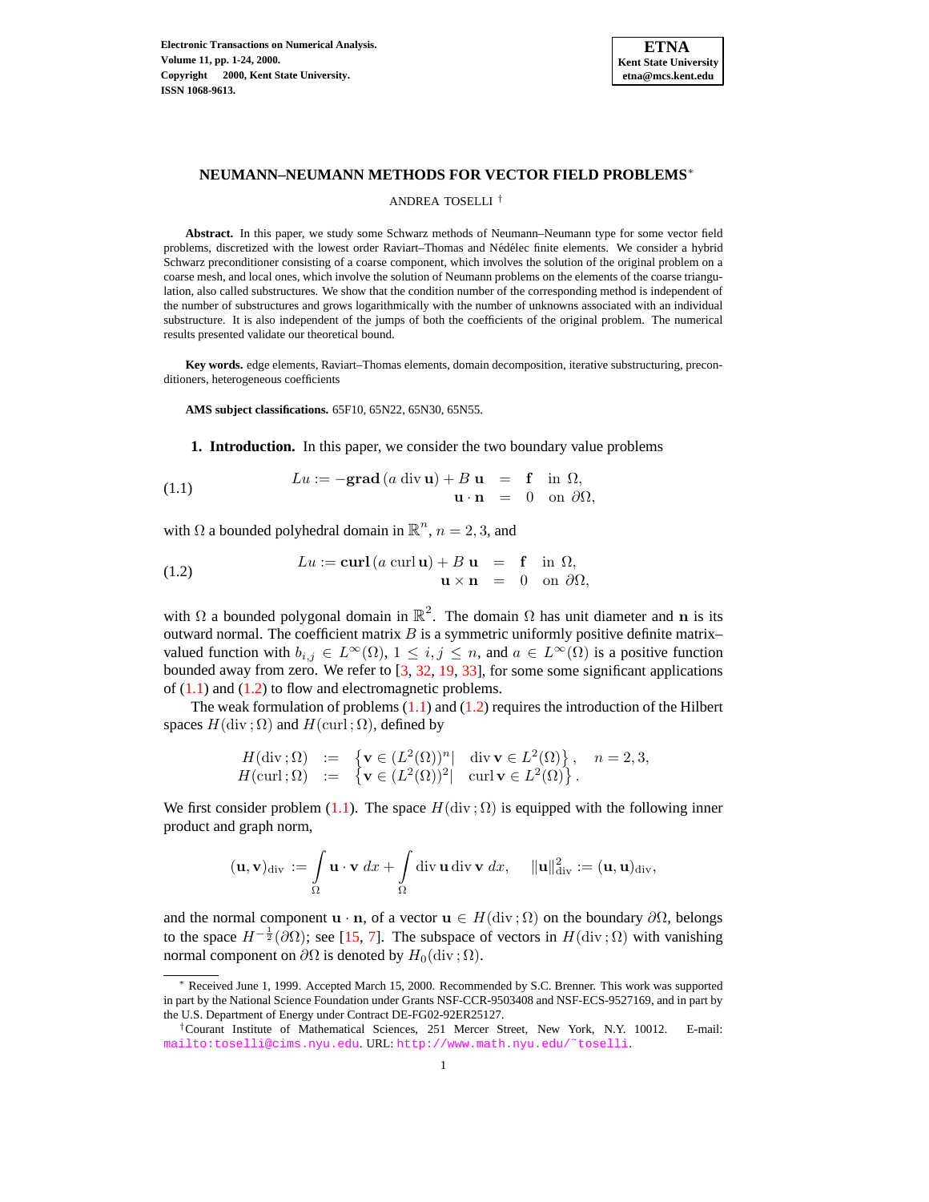# NEUMANN–NEUMANN METHODS FOR VECTOR FIELD PROBLEMS*

ANDREA TOSELLI †

**Abstract.** In this paper, we study some Schwarz methods of Neumann–Neumann type for some vector field problems, discretized with the lowest order Raviart–Thomas and Nédélec finite elements. We consider a hybrid Schwarz preconditioner consisting of a coarse component, which involves the solution of the original problem on a coarse mesh, and local ones, which involve the solution of Neumann problems on the elements of the coarse triangulation, also called substructures. We show that the condition number of the corresponding method is independent of the number of substructures and grows logarithmically with the number of unknowns associated with an individual substructure. It is also independent of the jumps of both the coefficients of the original problem. The numerical results presented validate our theoretical bound.

**Key words.** edge elements, Raviart–Thomas elements, domain decomposition, iterative substructuring, preconditioners, heterogeneous coefficients

**AMS subject classifications.** 65F10, 65N22, 65N30, 65N55.

## 1. Introduction.

In this paper, we consider the two boundary value problems

$$
\begin{aligned}
Lu := -\mathbf{grad}\,(a\, \mathrm{div}\, \mathbf{u}) + B\, \mathbf{u} &= \mathbf{f} \quad \text{in } \Omega, \\
\mathbf{u} \cdot \mathbf{n} &= 0 \quad \text{on } \partial\Omega,
\end{aligned}
\tag{1.1}
$$

with $\Omega$ a bounded polyhedral domain in $\mathbb{R}^n$, $n = 2, 3$, and

$$
\begin{aligned}
Lu := \mathbf{curl}\,(a\, \mathrm{curl}\, \mathbf{u}) + B\, \mathbf{u} &= \mathbf{f} \quad \text{in } \Omega, \\
\mathbf{u} \times \mathbf{n} &= 0 \quad \text{on } \partial\Omega,
\end{aligned}
\tag{1.2}
$$

with $\Omega$ a bounded polygonal domain in $\mathbb{R}^2$. The domain $\Omega$ has unit diameter and $\mathbf{n}$ is its outward normal. The coefficient matrix $B$ is a symmetric uniformly positive definite matrix–valued function with $b_{i,j} \in L^\infty(\Omega)$, $1 \leq i, j \leq n$, and $a \in L^\infty(\Omega)$ is a positive function bounded away from zero. We refer to [3, 32, 19, 33], for some some significant applications of (1.1) and (1.2) to flow and electromagnetic problems.

The weak formulation of problems (1.1) and (1.2) requires the introduction of the Hilbert spaces $H(\mathrm{div}\,;\Omega)$ and $H(\mathrm{curl}\,;\Omega)$, defined by

$$
\begin{aligned}
H(\mathrm{div}\,;\Omega) &:= \left\{ \mathbf{v} \in (L^2(\Omega))^n | \quad \mathrm{div}\, \mathbf{v} \in L^2(\Omega) \right\}, \quad n = 2, 3, \\
H(\mathrm{curl}\,;\Omega) &:= \left\{ \mathbf{v} \in (L^2(\Omega))^2 | \quad \mathrm{curl}\, \mathbf{v} \in L^2(\Omega) \right\}.
\end{aligned}
$$

We first consider problem (1.1). The space $H(\mathrm{div}\,;\Omega)$ is equipped with the following inner product and graph norm,

$$
(\mathbf{u}, \mathbf{v})_{\mathrm{div}} := \int_\Omega \mathbf{u} \cdot \mathbf{v}\; dx + \int_\Omega \mathrm{div}\, \mathbf{u}\, \mathrm{div}\, \mathbf{v}\; dx, \qquad \|\mathbf{u}\|^2_{\mathrm{div}} := (\mathbf{u}, \mathbf{u})_{\mathrm{div}},
$$

and the normal component $\mathbf{u} \cdot \mathbf{n}$, of a vector $\mathbf{u} \in H(\mathrm{div}\,;\Omega)$ on the boundary $\partial\Omega$, belongs to the space $H^{-\frac{1}{2}}(\partial\Omega)$; see [15, 7]. The subspace of vectors in $H(\mathrm{div}\,;\Omega)$ with vanishing normal component on $\partial\Omega$ is denoted by $H_0(\mathrm{div}\,;\Omega)$.

---

* Received June 1, 1999. Accepted March 15, 2000. Recommended by S.C. Brenner. This work was supported in part by the National Science Foundation under Grants NSF-CCR-9503408 and NSF-ECS-9527169, and in part by the U.S. Department of Energy under Contract DE-FG02-92ER25127.

† Courant Institute of Mathematical Sciences, 251 Mercer Street, New York, N.Y. 10012. E-mail: mailto:toselli@cims.nyu.edu. URL: http://www.math.nyu.edu/~toselli.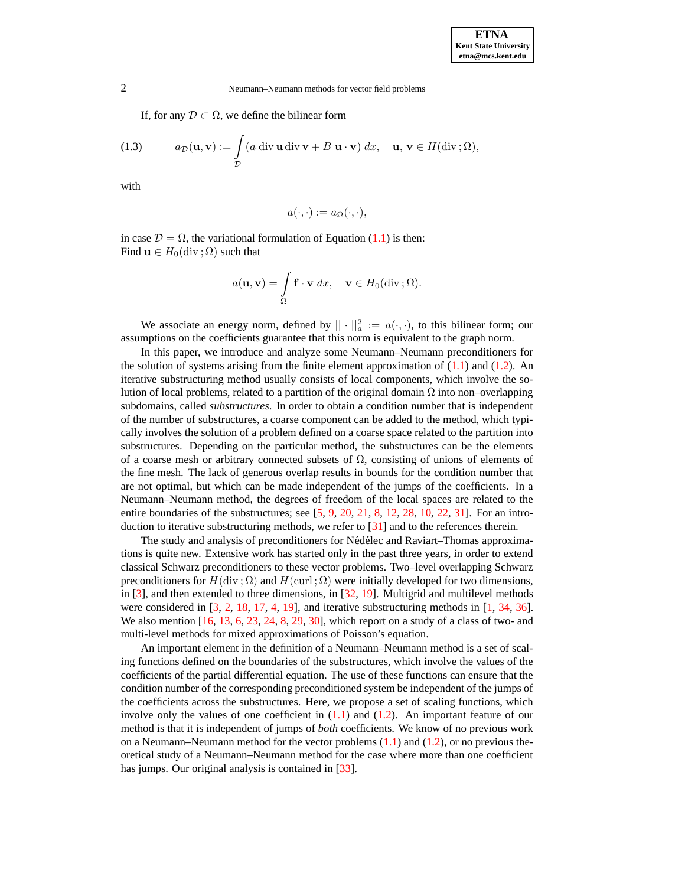If, for any $\mathcal{D} \subset \Omega$, we define the bilinear form

$$a_{\mathcal{D}}(\mathbf{u}, \mathbf{v}) := \int_{\mathcal{D}} (a \operatorname{div} \mathbf{u} \operatorname{div} \mathbf{v} + B \, \mathbf{u} \cdot \mathbf{v}) \, dx, \quad \mathbf{u}, \mathbf{v} \in H(\operatorname{div}; \Omega), \tag{1.3}$$

with

$$a(\cdot, \cdot) := a_{\Omega}(\cdot, \cdot),$$

in case $\mathcal{D} = \Omega$, the variational formulation of Equation (1.1) is then:
Find $\mathbf{u} \in H_0(\operatorname{div}; \Omega)$ such that

$$a(\mathbf{u}, \mathbf{v}) = \int_{\Omega} \mathbf{f} \cdot \mathbf{v} \, dx, \quad \mathbf{v} \in H_0(\operatorname{div}; \Omega).$$

We associate an energy norm, defined by $|| \cdot ||_a^2 := a(\cdot, \cdot)$, to this bilinear form; our assumptions on the coefficients guarantee that this norm is equivalent to the graph norm.

In this paper, we introduce and analyze some Neumann–Neumann preconditioners for the solution of systems arising from the finite element approximation of (1.1) and (1.2). An iterative substructuring method usually consists of local components, which involve the solution of local problems, related to a partition of the original domain $\Omega$ into non–overlapping subdomains, called *substructures*. In order to obtain a condition number that is independent of the number of substructures, a coarse component can be added to the method, which typically involves the solution of a problem defined on a coarse space related to the partition into substructures. Depending on the particular method, the substructures can be the elements of a coarse mesh or arbitrary connected subsets of $\Omega$, consisting of unions of elements of the fine mesh. The lack of generous overlap results in bounds for the condition number that are not optimal, but which can be made independent of the jumps of the coefficients. In a Neumann–Neumann method, the degrees of freedom of the local spaces are related to the entire boundaries of the substructures; see [5, 9, 20, 21, 8, 12, 28, 10, 22, 31]. For an introduction to iterative substructuring methods, we refer to [31] and to the references therein.

The study and analysis of preconditioners for Nédélec and Raviart–Thomas approximations is quite new. Extensive work has started only in the past three years, in order to extend classical Schwarz preconditioners to these vector problems. Two–level overlapping Schwarz preconditioners for $H(\operatorname{div}; \Omega)$ and $H(\operatorname{curl}; \Omega)$ were initially developed for two dimensions, in [3], and then extended to three dimensions, in [32, 19]. Multigrid and multilevel methods were considered in [3, 2, 18, 17, 4, 19], and iterative substructuring methods in [1, 34, 36]. We also mention [16, 13, 6, 23, 24, 8, 29, 30], which report on a study of a class of two- and multi-level methods for mixed approximations of Poisson's equation.

An important element in the definition of a Neumann–Neumann method is a set of scaling functions defined on the boundaries of the substructures, which involve the values of the coefficients of the partial differential equation. The use of these functions can ensure that the condition number of the corresponding preconditioned system be independent of the jumps of the coefficients across the substructures. Here, we propose a set of scaling functions, which involve only the values of one coefficient in (1.1) and (1.2). An important feature of our method is that it is independent of jumps of *both* coefficients. We know of no previous work on a Neumann–Neumann method for the vector problems (1.1) and (1.2), or no previous theoretical study of a Neumann–Neumann method for the case where more than one coefficient has jumps. Our original analysis is contained in [33].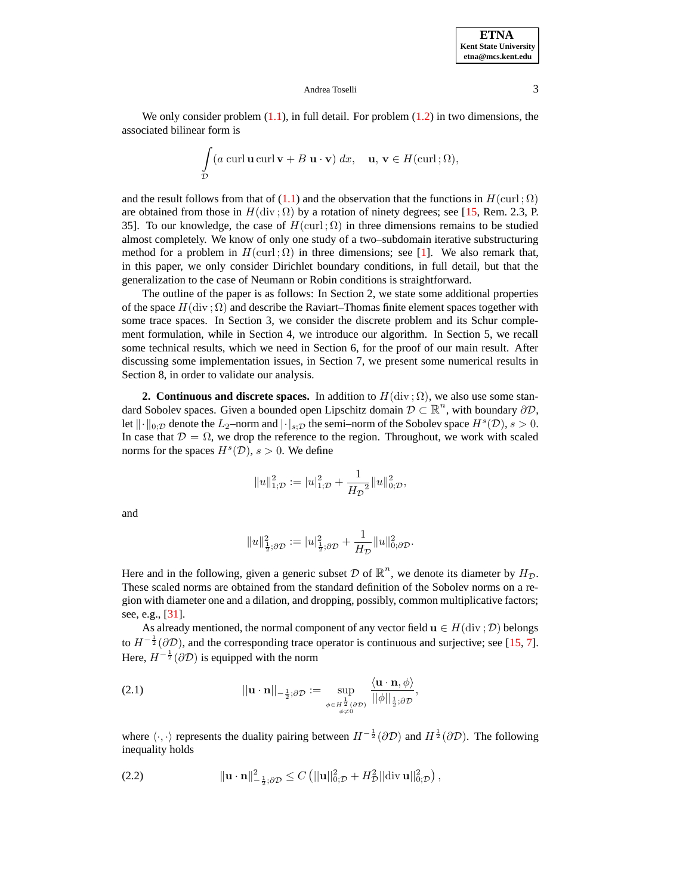We only consider problem (1.1), in full detail. For problem (1.2) in two dimensions, the associated bilinear form is

$$\int_{\mathcal{D}} (a \operatorname{curl} \mathbf{u} \operatorname{curl} \mathbf{v} + B\, \mathbf{u} \cdot \mathbf{v})\, dx, \quad \mathbf{u}, \mathbf{v} \in H(\operatorname{curl}; \Omega),$$

and the result follows from that of (1.1) and the observation that the functions in $H(\operatorname{curl}; \Omega)$ are obtained from those in $H(\operatorname{div}; \Omega)$ by a rotation of ninety degrees; see [15, Rem. 2.3, P. 35]. To our knowledge, the case of $H(\operatorname{curl}; \Omega)$ in three dimensions remains to be studied almost completely. We know of only one study of a two–subdomain iterative substructuring method for a problem in $H(\operatorname{curl}; \Omega)$ in three dimensions; see [1]. We also remark that, in this paper, we only consider Dirichlet boundary conditions, in full detail, but that the generalization to the case of Neumann or Robin conditions is straightforward.

The outline of the paper is as follows: In Section 2, we state some additional properties of the space $H(\operatorname{div}; \Omega)$ and describe the Raviart–Thomas finite element spaces together with some trace spaces. In Section 3, we consider the discrete problem and its Schur complement formulation, while in Section 4, we introduce our algorithm. In Section 5, we recall some technical results, which we need in Section 6, for the proof of our main result. After discussing some implementation issues, in Section 7, we present some numerical results in Section 8, in order to validate our analysis.

**2. Continuous and discrete spaces.** In addition to $H(\operatorname{div}; \Omega)$, we also use some standard Sobolev spaces. Given a bounded open Lipschitz domain $\mathcal{D} \subset \mathbb{R}^n$, with boundary $\partial\mathcal{D}$, let $\|\cdot\|_{0;\mathcal{D}}$ denote the $L_2$–norm and $|\cdot|_{s;\mathcal{D}}$ the semi–norm of the Sobolev space $H^s(\mathcal{D})$, $s > 0$. In case that $\mathcal{D} = \Omega$, we drop the reference to the region. Throughout, we work with scaled norms for the spaces $H^s(\mathcal{D})$, $s > 0$. We define

$$\|u\|_{1;\mathcal{D}}^2 := |u|_{1;\mathcal{D}}^2 + \frac{1}{{H_{\mathcal{D}}}^2} \|u\|_{0;\mathcal{D}}^2,$$

and

$$\|u\|_{\frac{1}{2};\partial\mathcal{D}}^2 := |u|_{\frac{1}{2};\partial\mathcal{D}}^2 + \frac{1}{H_{\mathcal{D}}} \|u\|_{0;\partial\mathcal{D}}^2.$$

Here and in the following, given a generic subset $\mathcal{D}$ of $\mathbb{R}^n$, we denote its diameter by $H_{\mathcal{D}}$. These scaled norms are obtained from the standard definition of the Sobolev norms on a region with diameter one and a dilation, and dropping, possibly, common multiplicative factors; see, e.g., [31].

As already mentioned, the normal component of any vector field $\mathbf{u} \in H(\operatorname{div}; \mathcal{D})$ belongs to $H^{-\frac{1}{2}}(\partial\mathcal{D})$, and the corresponding trace operator is continuous and surjective; see [15, 7]. Here, $H^{-\frac{1}{2}}(\partial\mathcal{D})$ is equipped with the norm

$$||\mathbf{u} \cdot \mathbf{n}||_{-\frac{1}{2};\partial\mathcal{D}} := \sup_{\substack{\phi \in H^{\frac{1}{2}}(\partial\mathcal{D}) \\ \phi \neq 0}} \frac{\langle \mathbf{u} \cdot \mathbf{n}, \phi \rangle}{||\phi||_{\frac{1}{2};\partial\mathcal{D}}}, \tag{2.1}$$

where $\langle \cdot, \cdot \rangle$ represents the duality pairing between $H^{-\frac{1}{2}}(\partial\mathcal{D})$ and $H^{\frac{1}{2}}(\partial\mathcal{D})$. The following inequality holds

$$\|\mathbf{u} \cdot \mathbf{n}\|_{-\frac{1}{2};\partial\mathcal{D}}^2 \leq C \left( ||\mathbf{u}||_{0;\mathcal{D}}^2 + H_{\mathcal{D}}^2 ||\operatorname{div} \mathbf{u}||_{0;\mathcal{D}}^2 \right), \tag{2.2}$$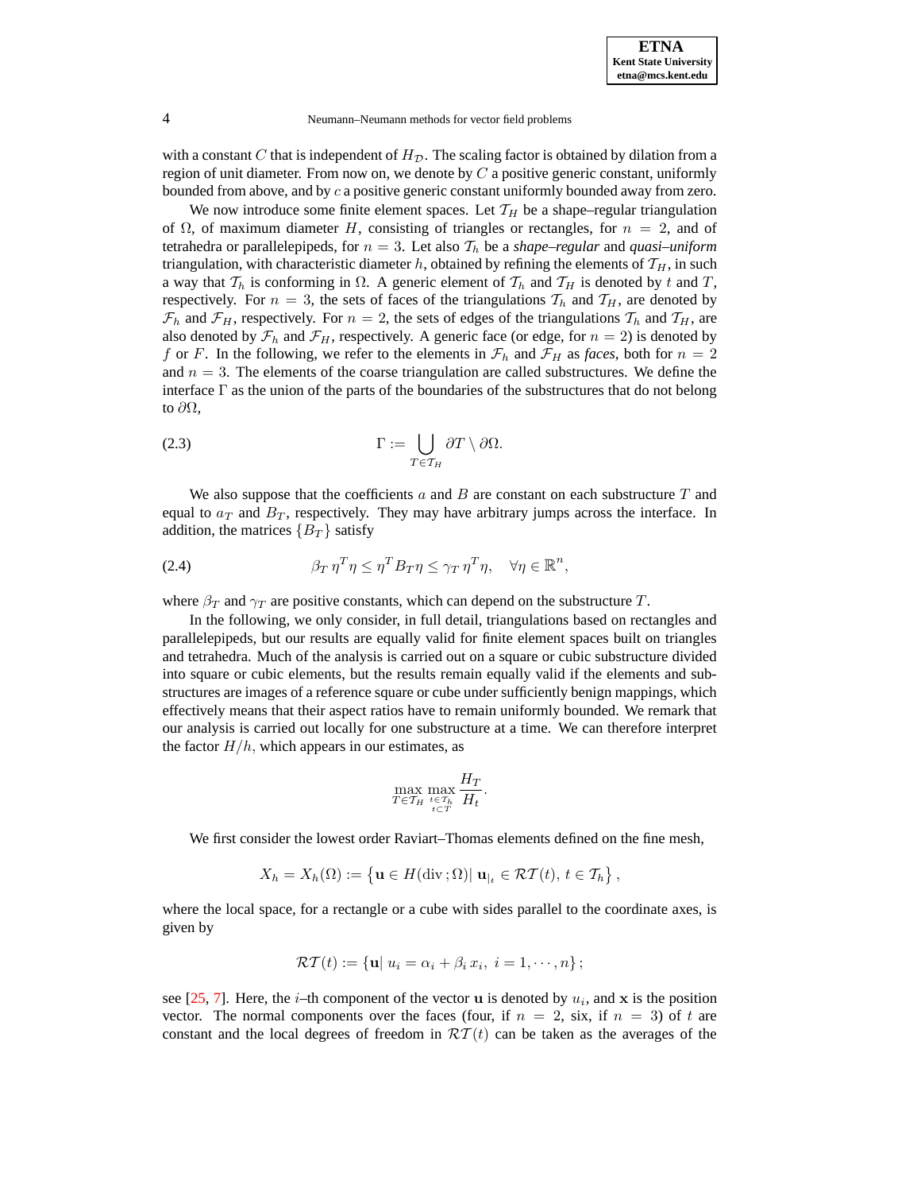with a constant $C$ that is independent of $H_{\mathcal{D}}$. The scaling factor is obtained by dilation from a region of unit diameter. From now on, we denote by $C$ a positive generic constant, uniformly bounded from above, and by $c$ a positive generic constant uniformly bounded away from zero.

We now introduce some finite element spaces. Let $\mathcal{T}_H$ be a shape–regular triangulation of $\Omega$, of maximum diameter $H$, consisting of triangles or rectangles, for $n = 2$, and of tetrahedra or parallelepipeds, for $n = 3$. Let also $\mathcal{T}_h$ be a *shape–regular* and *quasi–uniform* triangulation, with characteristic diameter $h$, obtained by refining the elements of $\mathcal{T}_H$, in such a way that $\mathcal{T}_h$ is conforming in $\Omega$. A generic element of $\mathcal{T}_h$ and $\mathcal{T}_H$ is denoted by $t$ and $T$, respectively. For $n = 3$, the sets of faces of the triangulations $\mathcal{T}_h$ and $\mathcal{T}_H$, are denoted by $\mathcal{F}_h$ and $\mathcal{F}_H$, respectively. For $n = 2$, the sets of edges of the triangulations $\mathcal{T}_h$ and $\mathcal{T}_H$, are also denoted by $\mathcal{F}_h$ and $\mathcal{F}_H$, respectively. A generic face (or edge, for $n = 2$) is denoted by $f$ or $F$. In the following, we refer to the elements in $\mathcal{F}_h$ and $\mathcal{F}_H$ as *faces*, both for $n = 2$ and $n = 3$. The elements of the coarse triangulation are called substructures. We define the interface $\Gamma$ as the union of the parts of the boundaries of the substructures that do not belong to $\partial\Omega$,

$$\Gamma := \bigcup_{T \in \mathcal{T}_H} \partial T \setminus \partial\Omega. \tag{2.3}$$

We also suppose that the coefficients $a$ and $B$ are constant on each substructure $T$ and equal to $a_T$ and $B_T$, respectively. They may have arbitrary jumps across the interface. In addition, the matrices $\{B_T\}$ satisfy

$$\beta_T\, \eta^T \eta \leq \eta^T B_T \eta \leq \gamma_T\, \eta^T \eta, \quad \forall \eta \in \mathbb{R}^n, \tag{2.4}$$

where $\beta_T$ and $\gamma_T$ are positive constants, which can depend on the substructure $T$.

In the following, we only consider, in full detail, triangulations based on rectangles and parallelepipeds, but our results are equally valid for finite element spaces built on triangles and tetrahedra. Much of the analysis is carried out on a square or cubic substructure divided into square or cubic elements, but the results remain equally valid if the elements and substructures are images of a reference square or cube under sufficiently benign mappings, which effectively means that their aspect ratios have to remain uniformly bounded. We remark that our analysis is carried out locally for one substructure at a time. We can therefore interpret the factor $H/h$, which appears in our estimates, as

$$\max_{T \in \mathcal{T}_H} \max_{\substack{t \in \mathcal{T}_h \\ t \subset T}} \frac{H_T}{H_t}.$$

We first consider the lowest order Raviart–Thomas elements defined on the fine mesh,

$$X_h = X_h(\Omega) := \left\{ \mathbf{u} \in H(\mathrm{div}\,;\Omega) |\ \mathbf{u}_{|_t} \in \mathcal{RT}(t),\ t \in \mathcal{T}_h \right\},$$

where the local space, for a rectangle or a cube with sides parallel to the coordinate axes, is given by

$$\mathcal{RT}(t) := \{ \mathbf{u} |\ u_i = \alpha_i + \beta_i\, x_i,\ i = 1, \cdots, n \};$$

see [25, 7]. Here, the $i$–th component of the vector $\mathbf{u}$ is denoted by $u_i$, and $\mathbf{x}$ is the position vector. The normal components over the faces (four, if $n = 2$, six, if $n = 3$) of $t$ are constant and the local degrees of freedom in $\mathcal{RT}(t)$ can be taken as the averages of the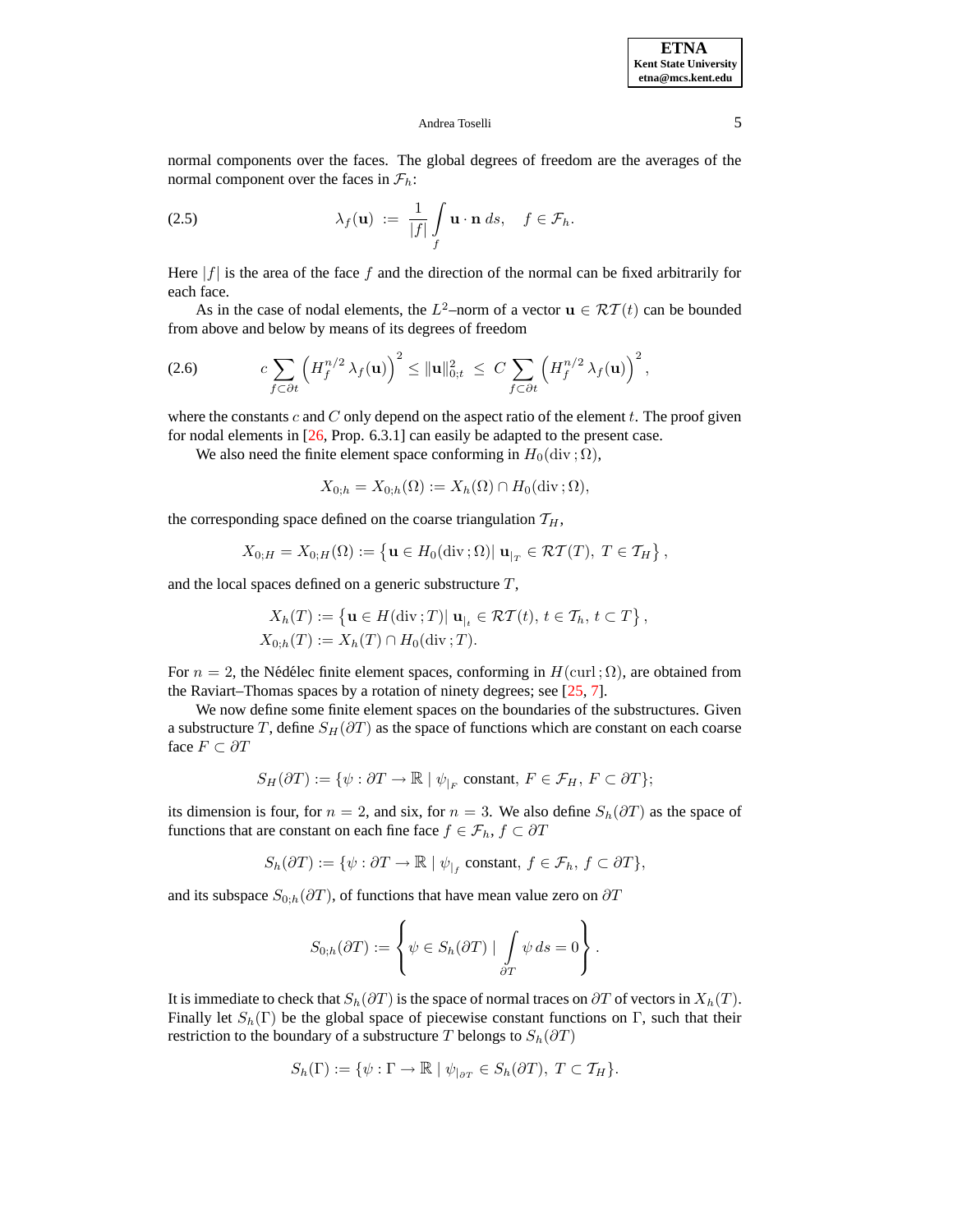normal components over the faces. The global degrees of freedom are the averages of the normal component over the faces in $\mathcal{F}_h$:

$$\lambda_f(\mathbf{u}) \;:=\; \frac{1}{|f|}\int_f \mathbf{u}\cdot\mathbf{n}\,ds, \quad f \in \mathcal{F}_h. \tag{2.5}$$

Here $|f|$ is the area of the face $f$ and the direction of the normal can be fixed arbitrarily for each face.

As in the case of nodal elements, the $L^2$–norm of a vector $\mathbf{u} \in \mathcal{RT}(t)$ can be bounded from above and below by means of its degrees of freedom

$$c\sum_{f\subset\partial t}\left(H_f^{n/2}\,\lambda_f(\mathbf{u})\right)^2 \le \|\mathbf{u}\|_{0;t}^2 \;\le\; C\sum_{f\subset\partial t}\left(H_f^{n/2}\,\lambda_f(\mathbf{u})\right)^2, \tag{2.6}$$

where the constants $c$ and $C$ only depend on the aspect ratio of the element $t$. The proof given for nodal elements in [26, Prop. 6.3.1] can easily be adapted to the present case.

We also need the finite element space conforming in $H_0(\mathrm{div}\,;\Omega)$,

$$X_{0;h} = X_{0;h}(\Omega) := X_h(\Omega)\cap H_0(\mathrm{div}\,;\Omega),$$

the corresponding space defined on the coarse triangulation $\mathcal{T}_H$,

$$X_{0;H} = X_{0;H}(\Omega) := \left\{\mathbf{u}\in H_0(\mathrm{div}\,;\Omega)|\ \mathbf{u}_{|_T}\in\mathcal{RT}(T),\ T\in\mathcal{T}_H\right\},$$

and the local spaces defined on a generic substructure $T$,

$$\begin{aligned} X_h(T) &:= \left\{\mathbf{u}\in H(\mathrm{div}\,;T)|\ \mathbf{u}_{|_t}\in\mathcal{RT}(t),\ t\in\mathcal{T}_h,\ t\subset T\right\},\\ X_{0;h}(T) &:= X_h(T)\cap H_0(\mathrm{div}\,;T). \end{aligned}$$

For $n=2$, the Nédélec finite element spaces, conforming in $H(\mathrm{curl}\,;\Omega)$, are obtained from the Raviart–Thomas spaces by a rotation of ninety degrees; see [25, 7].

We now define some finite element spaces on the boundaries of the substructures. Given a substructure $T$, define $S_H(\partial T)$ as the space of functions which are constant on each coarse face $F\subset\partial T$

$$S_H(\partial T) := \{\psi : \partial T\to\mathbb{R}\ |\ \psi_{|_F}\ \text{constant},\ F\in\mathcal{F}_H,\ F\subset\partial T\};$$

its dimension is four, for $n=2$, and six, for $n=3$. We also define $S_h(\partial T)$ as the space of functions that are constant on each fine face $f\in\mathcal{F}_h$, $f\subset\partial T$

$$S_h(\partial T) := \{\psi : \partial T\to\mathbb{R}\ |\ \psi_{|_f}\ \text{constant},\ f\in\mathcal{F}_h,\ f\subset\partial T\},$$

and its subspace $S_{0;h}(\partial T)$, of functions that have mean value zero on $\partial T$

$$S_{0;h}(\partial T) := \left\{\psi\in S_h(\partial T)\ |\ \int_{\partial T}\psi\,ds = 0\right\}.$$

It is immediate to check that $S_h(\partial T)$ is the space of normal traces on $\partial T$ of vectors in $X_h(T)$. Finally let $S_h(\Gamma)$ be the global space of piecewise constant functions on $\Gamma$, such that their restriction to the boundary of a substructure $T$ belongs to $S_h(\partial T)$

$$S_h(\Gamma) := \{\psi : \Gamma\to\mathbb{R}\ |\ \psi_{|_{\partial T}}\in S_h(\partial T),\ T\subset\mathcal{T}_H\}.$$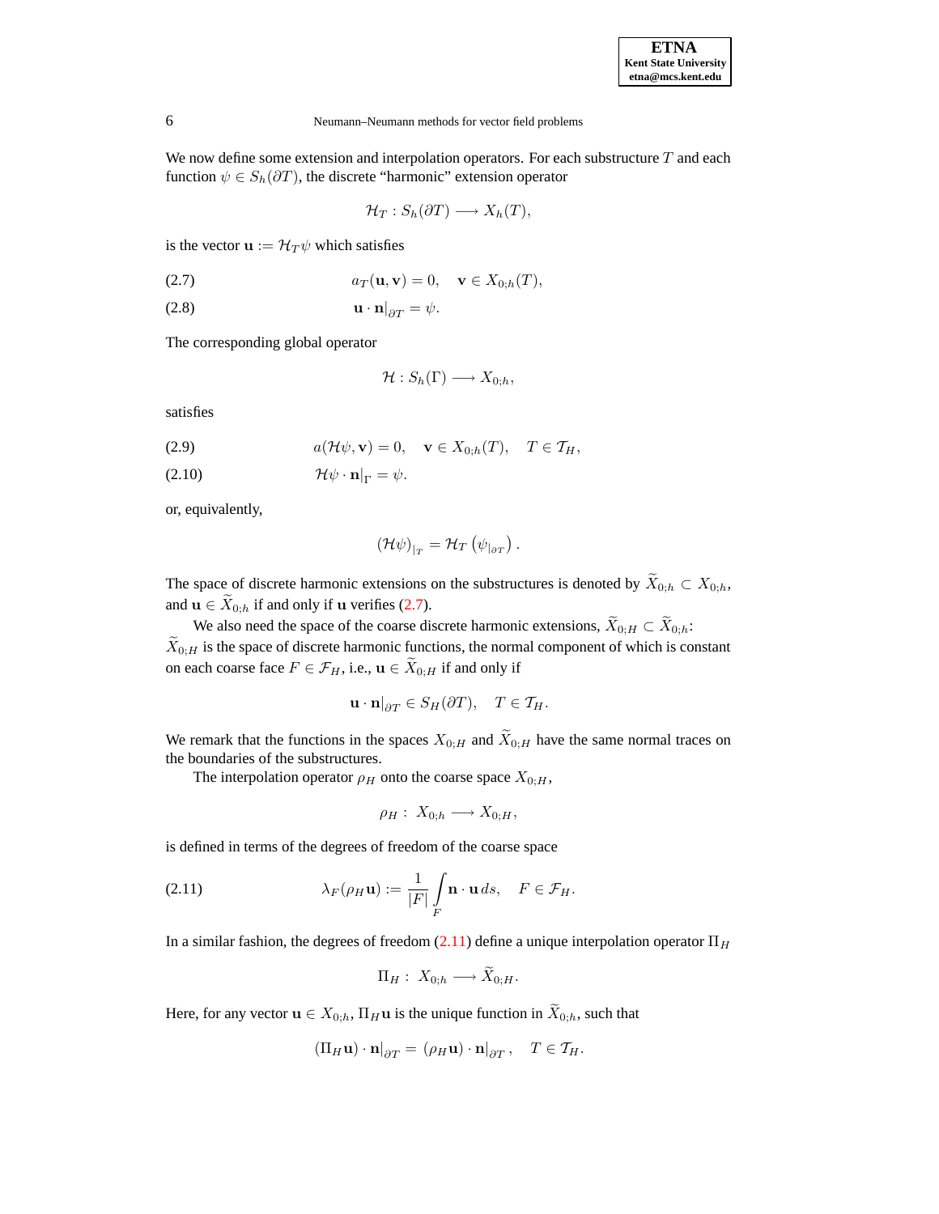We now define some extension and interpolation operators. For each substructure $T$ and each function $\psi \in S_h(\partial T)$, the discrete "harmonic" extension operator

$$\mathcal{H}_T : S_h(\partial T) \longrightarrow X_h(T),$$

is the vector $\mathbf{u} := \mathcal{H}_T \psi$ which satisfies

$$a_T(\mathbf{u}, \mathbf{v}) = 0, \quad \mathbf{v} \in X_{0;h}(T), \tag{2.7}$$

$$\mathbf{u} \cdot \mathbf{n}|_{\partial T} = \psi. \tag{2.8}$$

The corresponding global operator

$$\mathcal{H} : S_h(\Gamma) \longrightarrow X_{0;h},$$

satisfies

$$a(\mathcal{H}\psi, \mathbf{v}) = 0, \quad \mathbf{v} \in X_{0;h}(T), \quad T \in \mathcal{T}_H, \tag{2.9}$$

$$\mathcal{H}\psi \cdot \mathbf{n}|_{\Gamma} = \psi. \tag{2.10}$$

or, equivalently,

$$(\mathcal{H}\psi)_{|_T} = \mathcal{H}_T \left(\psi_{|\partial T}\right).$$

The space of discrete harmonic extensions on the substructures is denoted by $\widetilde{X}_{0;h} \subset X_{0;h}$, and $\mathbf{u} \in \widetilde{X}_{0;h}$ if and only if $\mathbf{u}$ verifies (2.7).

We also need the space of the coarse discrete harmonic extensions, $\widetilde{X}_{0;H} \subset \widetilde{X}_{0;h}$: $\widetilde{X}_{0;H}$ is the space of discrete harmonic functions, the normal component of which is constant on each coarse face $F \in \mathcal{F}_H$, i.e., $\mathbf{u} \in \widetilde{X}_{0;H}$ if and only if

$$\mathbf{u} \cdot \mathbf{n}|_{\partial T} \in S_H(\partial T), \quad T \in \mathcal{T}_H.$$

We remark that the functions in the spaces $X_{0;H}$ and $\widetilde{X}_{0;H}$ have the same normal traces on the boundaries of the substructures.

The interpolation operator $\rho_H$ onto the coarse space $X_{0;H}$,

$$\rho_H : \; X_{0;h} \longrightarrow X_{0;H},$$

is defined in terms of the degrees of freedom of the coarse space

$$\lambda_F(\rho_H \mathbf{u}) := \frac{1}{|F|} \int_F \mathbf{n} \cdot \mathbf{u} \, ds, \quad F \in \mathcal{F}_H. \tag{2.11}$$

In a similar fashion, the degrees of freedom (2.11) define a unique interpolation operator $\Pi_H$

$$\Pi_H : \; X_{0;h} \longrightarrow \widetilde{X}_{0;H}.$$

Here, for any vector $\mathbf{u} \in X_{0;h}$, $\Pi_H \mathbf{u}$ is the unique function in $\widetilde{X}_{0;h}$, such that

$$(\Pi_H \mathbf{u}) \cdot \mathbf{n}|_{\partial T} = \left. (\rho_H \mathbf{u}) \cdot \mathbf{n} \right|_{\partial T}, \quad T \in \mathcal{T}_H.$$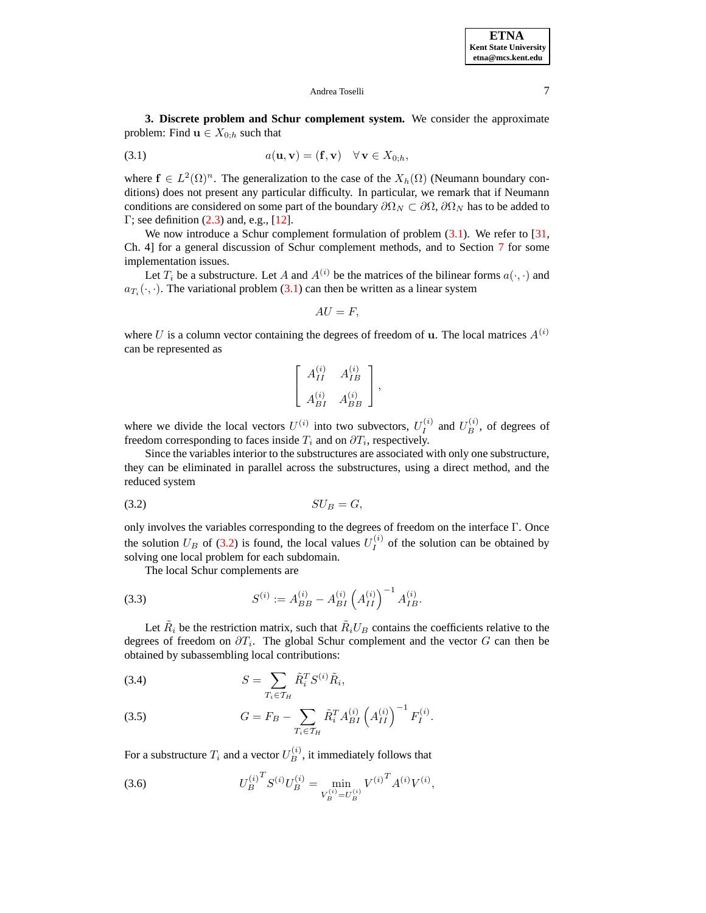**3. Discrete problem and Schur complement system.** We consider the approximate problem: Find $\mathbf{u} \in X_{0;h}$ such that

$$a(\mathbf{u}, \mathbf{v}) = (\mathbf{f}, \mathbf{v}) \quad \forall\, \mathbf{v} \in X_{0;h}, \tag{3.1}$$

where $\mathbf{f} \in L^2(\Omega)^n$. The generalization to the case of the $X_h(\Omega)$ (Neumann boundary conditions) does not present any particular difficulty. In particular, we remark that if Neumann conditions are considered on some part of the boundary $\partial\Omega_N \subset \partial\Omega$, $\partial\Omega_N$ has to be added to $\Gamma$; see definition (2.3) and, e.g., [12].

We now introduce a Schur complement formulation of problem (3.1). We refer to [31, Ch. 4] for a general discussion of Schur complement methods, and to Section 7 for some implementation issues.

Let $T_i$ be a substructure. Let $A$ and $A^{(i)}$ be the matrices of the bilinear forms $a(\cdot,\cdot)$ and $a_{T_i}(\cdot,\cdot)$. The variational problem (3.1) can then be written as a linear system

$$AU = F,$$

where $U$ is a column vector containing the degrees of freedom of $\mathbf{u}$. The local matrices $A^{(i)}$ can be represented as

$$\left[ \begin{array}{cc} A_{II}^{(i)} & A_{IB}^{(i)} \\ A_{BI}^{(i)} & A_{BB}^{(i)} \end{array} \right],$$

where we divide the local vectors $U^{(i)}$ into two subvectors, $U_I^{(i)}$ and $U_B^{(i)}$, of degrees of freedom corresponding to faces inside $T_i$ and on $\partial T_i$, respectively.

Since the variables interior to the substructures are associated with only one substructure, they can be eliminated in parallel across the substructures, using a direct method, and the reduced system

$$SU_B = G, \tag{3.2}$$

only involves the variables corresponding to the degrees of freedom on the interface $\Gamma$. Once the solution $U_B$ of (3.2) is found, the local values $U_I^{(i)}$ of the solution can be obtained by solving one local problem for each subdomain.

The local Schur complements are

$$S^{(i)} := A_{BB}^{(i)} - A_{BI}^{(i)} \left(A_{II}^{(i)}\right)^{-1} A_{IB}^{(i)}. \tag{3.3}$$

Let $\tilde{R}_i$ be the restriction matrix, such that $\tilde{R}_i U_B$ contains the coefficients relative to the degrees of freedom on $\partial T_i$. The global Schur complement and the vector $G$ can then be obtained by subassembling local contributions:

$$S = \sum_{T_i \in \mathcal{T}_H} \tilde{R}_i^T S^{(i)} \tilde{R}_i, \tag{3.4}$$

$$G = F_B - \sum_{T_i \in \mathcal{T}_H} \tilde{R}_i^T A_{BI}^{(i)} \left(A_{II}^{(i)}\right)^{-1} F_I^{(i)}. \tag{3.5}$$

For a substructure $T_i$ and a vector $U_B^{(i)}$, it immediately follows that

$${U_B^{(i)}}^T S^{(i)} U_B^{(i)} = \min_{V_B^{(i)} = U_B^{(i)}} {V^{(i)}}^T A^{(i)} V^{(i)}, \tag{3.6}$$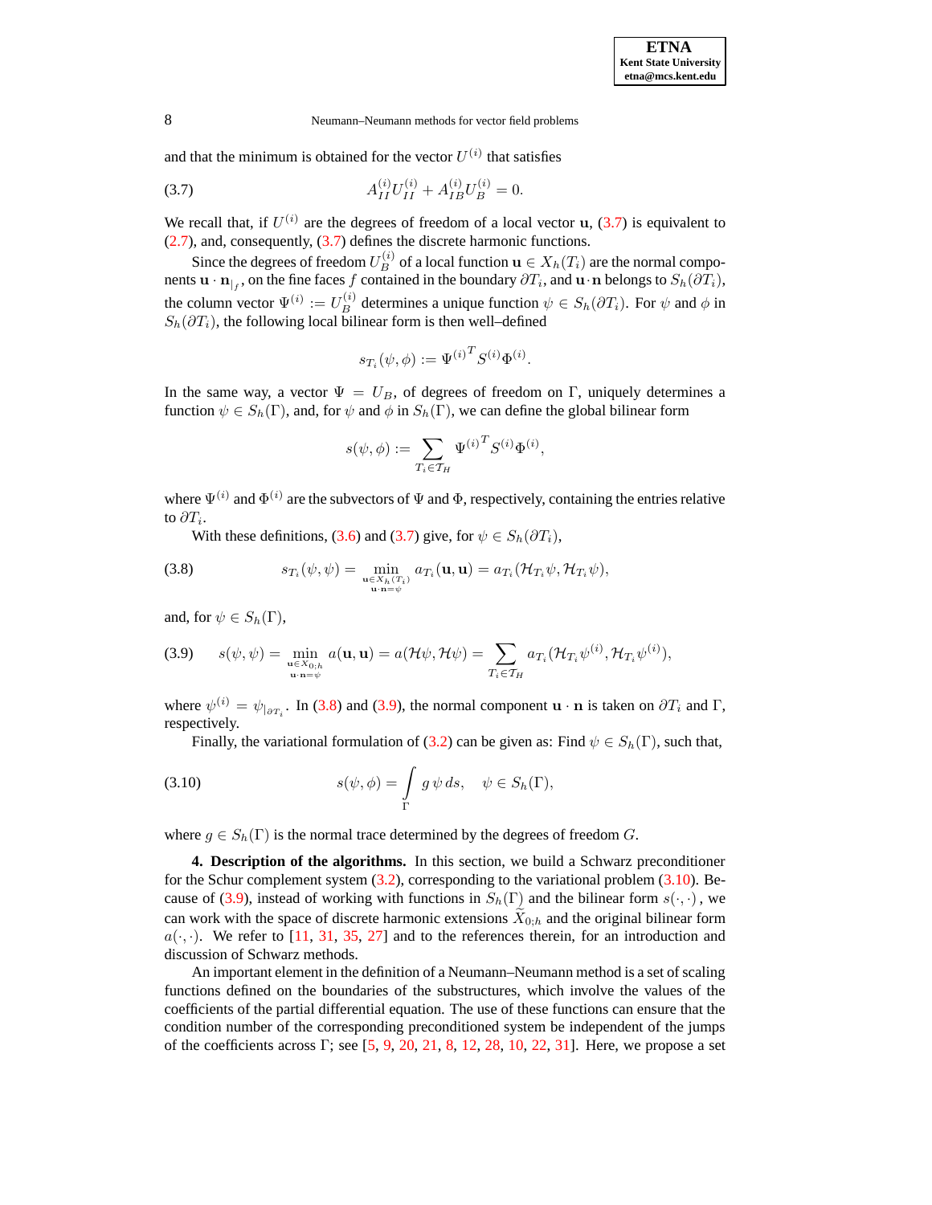and that the minimum is obtained for the vector $U^{(i)}$ that satisfies

$$A_{II}^{(i)}U_{II}^{(i)} + A_{IB}^{(i)}U_{B}^{(i)} = 0. \tag{3.7}$$

We recall that, if $U^{(i)}$ are the degrees of freedom of a local vector $\mathbf{u}$, (3.7) is equivalent to (2.7), and, consequently, (3.7) defines the discrete harmonic functions.

Since the degrees of freedom $U_B^{(i)}$ of a local function $\mathbf{u} \in X_h(T_i)$ are the normal components $\mathbf{u} \cdot \mathbf{n}_{|_f}$, on the fine faces $f$ contained in the boundary $\partial T_i$, and $\mathbf{u} \cdot \mathbf{n}$ belongs to $S_h(\partial T_i)$, the column vector $\Psi^{(i)} := U_B^{(i)}$ determines a unique function $\psi \in S_h(\partial T_i)$. For $\psi$ and $\phi$ in $S_h(\partial T_i)$, the following local bilinear form is then well–defined

$$s_{T_i}(\psi, \phi) := {\Psi^{(i)}}^T S^{(i)} \Phi^{(i)}.$$

In the same way, a vector $\Psi = U_B$, of degrees of freedom on $\Gamma$, uniquely determines a function $\psi \in S_h(\Gamma)$, and, for $\psi$ and $\phi$ in $S_h(\Gamma)$, we can define the global bilinear form

$$s(\psi, \phi) := \sum_{T_i \in \mathcal{T}_H} {\Psi^{(i)}}^T S^{(i)} \Phi^{(i)},$$

where $\Psi^{(i)}$ and $\Phi^{(i)}$ are the subvectors of $\Psi$ and $\Phi$, respectively, containing the entries relative to $\partial T_i$.

With these definitions, (3.6) and (3.7) give, for $\psi \in S_h(\partial T_i)$,

$$s_{T_i}(\psi, \psi) = \min_{\substack{\mathbf{u} \in X_h(T_i) \\ \mathbf{u} \cdot \mathbf{n} = \psi}} a_{T_i}(\mathbf{u}, \mathbf{u}) = a_{T_i}(\mathcal{H}_{T_i}\psi, \mathcal{H}_{T_i}\psi), \tag{3.8}$$

and, for $\psi \in S_h(\Gamma)$,

$$s(\psi, \psi) = \min_{\substack{\mathbf{u} \in X_{0;h} \\ \mathbf{u} \cdot \mathbf{n} = \psi}} a(\mathbf{u}, \mathbf{u}) = a(\mathcal{H}\psi, \mathcal{H}\psi) = \sum_{T_i \in \mathcal{T}_H} a_{T_i}(\mathcal{H}_{T_i}\psi^{(i)}, \mathcal{H}_{T_i}\psi^{(i)}), \tag{3.9}$$

where $\psi^{(i)} = \psi_{|\partial T_i}$. In (3.8) and (3.9), the normal component $\mathbf{u} \cdot \mathbf{n}$ is taken on $\partial T_i$ and $\Gamma$, respectively.

Finally, the variational formulation of (3.2) can be given as: Find $\psi \in S_h(\Gamma)$, such that,

$$s(\psi, \phi) = \int_{\Gamma} g\, \psi\, ds, \quad \psi \in S_h(\Gamma), \tag{3.10}$$

where $g \in S_h(\Gamma)$ is the normal trace determined by the degrees of freedom $G$.

**4. Description of the algorithms.** In this section, we build a Schwarz preconditioner for the Schur complement system (3.2), corresponding to the variational problem (3.10). Because of (3.9), instead of working with functions in $S_h(\Gamma)$ and the bilinear form $s(\cdot, \cdot)$, we can work with the space of discrete harmonic extensions $\widetilde{X}_{0;h}$ and the original bilinear form $a(\cdot, \cdot)$. We refer to [11, 31, 35, 27] and to the references therein, for an introduction and discussion of Schwarz methods.

An important element in the definition of a Neumann–Neumann method is a set of scaling functions defined on the boundaries of the substructures, which involve the values of the coefficients of the partial differential equation. The use of these functions can ensure that the condition number of the corresponding preconditioned system be independent of the jumps of the coefficients across $\Gamma$; see [5, 9, 20, 21, 8, 12, 28, 10, 22, 31]. Here, we propose a set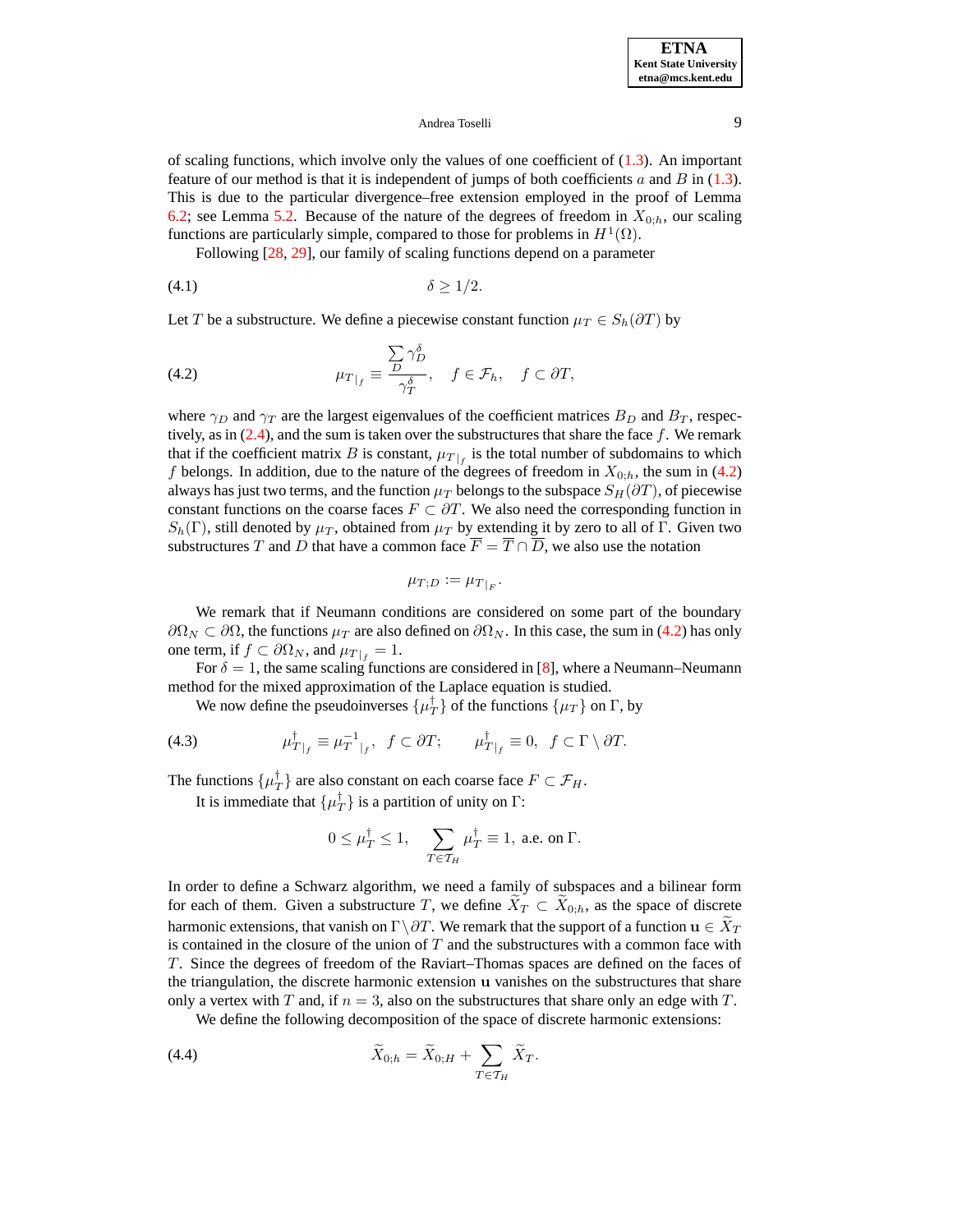of scaling functions, which involve only the values of one coefficient of (1.3). An important feature of our method is that it is independent of jumps of both coefficients $a$ and $B$ in (1.3). This is due to the particular divergence–free extension employed in the proof of Lemma 6.2; see Lemma 5.2. Because of the nature of the degrees of freedom in $X_{0;h}$, our scaling functions are particularly simple, compared to those for problems in $H^1(\Omega)$.

Following [28, 29], our family of scaling functions depend on a parameter

$$\delta \geq 1/2. \tag{4.1}$$

Let $T$ be a substructure. We define a piecewise constant function $\mu_T \in S_h(\partial T)$ by

$$\mu_{T|_f} \equiv \frac{\sum_D \gamma_D^\delta}{\gamma_T^\delta}, \quad f \in \mathcal{F}_h, \quad f \subset \partial T, \tag{4.2}$$

where $\gamma_D$ and $\gamma_T$ are the largest eigenvalues of the coefficient matrices $B_D$ and $B_T$, respectively, as in (2.4), and the sum is taken over the substructures that share the face $f$. We remark that if the coefficient matrix $B$ is constant, $\mu_{T|_f}$ is the total number of subdomains to which $f$ belongs. In addition, due to the nature of the degrees of freedom in $X_{0;h}$, the sum in (4.2) always has just two terms, and the function $\mu_T$ belongs to the subspace $S_H(\partial T)$, of piecewise constant functions on the coarse faces $F \subset \partial T$. We also need the corresponding function in $S_h(\Gamma)$, still denoted by $\mu_T$, obtained from $\mu_T$ by extending it by zero to all of $\Gamma$. Given two substructures $T$ and $D$ that have a common face $\overline{F} = \overline{T} \cap \overline{D}$, we also use the notation

$$\mu_{T;D} := \mu_{T|_F}.$$

We remark that if Neumann conditions are considered on some part of the boundary $\partial\Omega_N \subset \partial\Omega$, the functions $\mu_T$ are also defined on $\partial\Omega_N$. In this case, the sum in (4.2) has only one term, if $f \subset \partial\Omega_N$, and $\mu_{T|_f} = 1$.

For $\delta = 1$, the same scaling functions are considered in [8], where a Neumann–Neumann method for the mixed approximation of the Laplace equation is studied.

We now define the pseudoinverses $\{\mu_T^\dagger\}$ of the functions $\{\mu_T\}$ on $\Gamma$, by

$$\mu^\dagger_{T|_f} \equiv \mu_T^{-1}{}_{|_f}, \quad f \subset \partial T; \qquad \mu^\dagger_{T|_f} \equiv 0, \quad f \subset \Gamma \setminus \partial T. \tag{4.3}$$

The functions $\{\mu_T^\dagger\}$ are also constant on each coarse face $F \subset \mathcal{F}_H$.

It is immediate that $\{\mu_T^\dagger\}$ is a partition of unity on $\Gamma$:

$$0 \leq \mu_T^\dagger \leq 1, \quad \sum_{T \in \mathcal{T}_H} \mu_T^\dagger \equiv 1, \text{ a.e. on } \Gamma.$$

In order to define a Schwarz algorithm, we need a family of subspaces and a bilinear form for each of them. Given a substructure $T$, we define $\widetilde{X}_T \subset \widetilde{X}_{0;h}$, as the space of discrete harmonic extensions, that vanish on $\Gamma \setminus \partial T$. We remark that the support of a function $\mathbf{u} \in \widetilde{X}_T$ is contained in the closure of the union of $T$ and the substructures with a common face with $T$. Since the degrees of freedom of the Raviart–Thomas spaces are defined on the faces of the triangulation, the discrete harmonic extension $\mathbf{u}$ vanishes on the substructures that share only a vertex with $T$ and, if $n = 3$, also on the substructures that share only an edge with $T$.

We define the following decomposition of the space of discrete harmonic extensions:

$$\widetilde{X}_{0;h} = \widetilde{X}_{0;H} + \sum_{T \in \mathcal{T}_H} \widetilde{X}_T. \tag{4.4}$$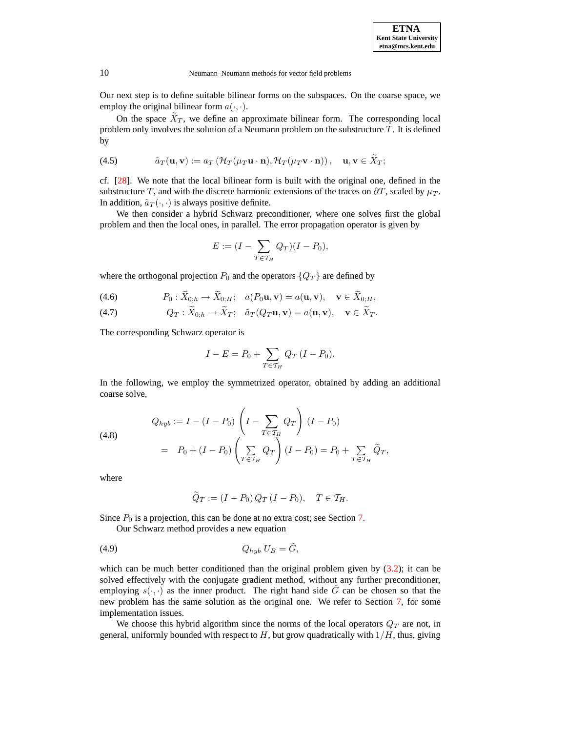Our next step is to define suitable bilinear forms on the subspaces. On the coarse space, we employ the original bilinear form $a(\cdot,\cdot)$.

On the space $\widetilde{X}_T$, we define an approximate bilinear form. The corresponding local problem only involves the solution of a Neumann problem on the substructure $T$. It is defined by

$$\tilde{a}_T(\mathbf{u},\mathbf{v}) := a_T\left(\mathcal{H}_T(\mu_T \mathbf{u}\cdot\mathbf{n}), \mathcal{H}_T(\mu_T \mathbf{v}\cdot\mathbf{n})\right), \quad \mathbf{u},\mathbf{v} \in \widetilde{X}_T; \tag{4.5}$$

cf. [28]. We note that the local bilinear form is built with the original one, defined in the substructure $T$, and with the discrete harmonic extensions of the traces on $\partial T$, scaled by $\mu_T$. In addition, $\tilde{a}_T(\cdot,\cdot)$ is always positive definite.

We then consider a hybrid Schwarz preconditioner, where one solves first the global problem and then the local ones, in parallel. The error propagation operator is given by

$$E := (I - \sum_{T\in\mathcal{T}_H} Q_T)(I - P_0),$$

where the orthogonal projection $P_0$ and the operators $\{Q_T\}$ are defined by

$$P_0 : \widetilde{X}_{0;h} \to \widetilde{X}_{0;H}; \quad a(P_0\mathbf{u},\mathbf{v}) = a(\mathbf{u},\mathbf{v}), \quad \mathbf{v} \in \widetilde{X}_{0;H}, \tag{4.6}$$

$$Q_T : \widetilde{X}_{0;h} \to \widetilde{X}_T; \quad \tilde{a}_T(Q_T\mathbf{u},\mathbf{v}) = a(\mathbf{u},\mathbf{v}), \quad \mathbf{v} \in \widetilde{X}_T. \tag{4.7}$$

The corresponding Schwarz operator is

$$I - E = P_0 + \sum_{T\in\mathcal{T}_H} Q_T\,(I - P_0).$$

In the following, we employ the symmetrized operator, obtained by adding an additional coarse solve,

$$\begin{aligned} Q_{hyb} &:= I - (I-P_0)\left(I - \sum_{T\in\mathcal{T}_H} Q_T\right)(I-P_0) \\ &= P_0 + (I-P_0)\left(\sum_{T\in\mathcal{T}_H} Q_T\right)(I-P_0) = P_0 + \sum_{T\in\mathcal{T}_H} \widetilde{Q}_T, \end{aligned} \tag{4.8}$$

where

$$\widetilde{Q}_T := (I-P_0)\,Q_T\,(I-P_0), \quad T \in \mathcal{T}_H.$$

Since $P_0$ is a projection, this can be done at no extra cost; see Section 7.

Our Schwarz method provides a new equation

$$Q_{hyb}\, U_B = \tilde{G}, \tag{4.9}$$

which can be much better conditioned than the original problem given by (3.2); it can be solved effectively with the conjugate gradient method, without any further preconditioner, employing $s(\cdot,\cdot)$ as the inner product. The right hand side $\tilde{G}$ can be chosen so that the new problem has the same solution as the original one. We refer to Section 7, for some implementation issues.

We choose this hybrid algorithm since the norms of the local operators $Q_T$ are not, in general, uniformly bounded with respect to $H$, but grow quadratically with $1/H$, thus, giving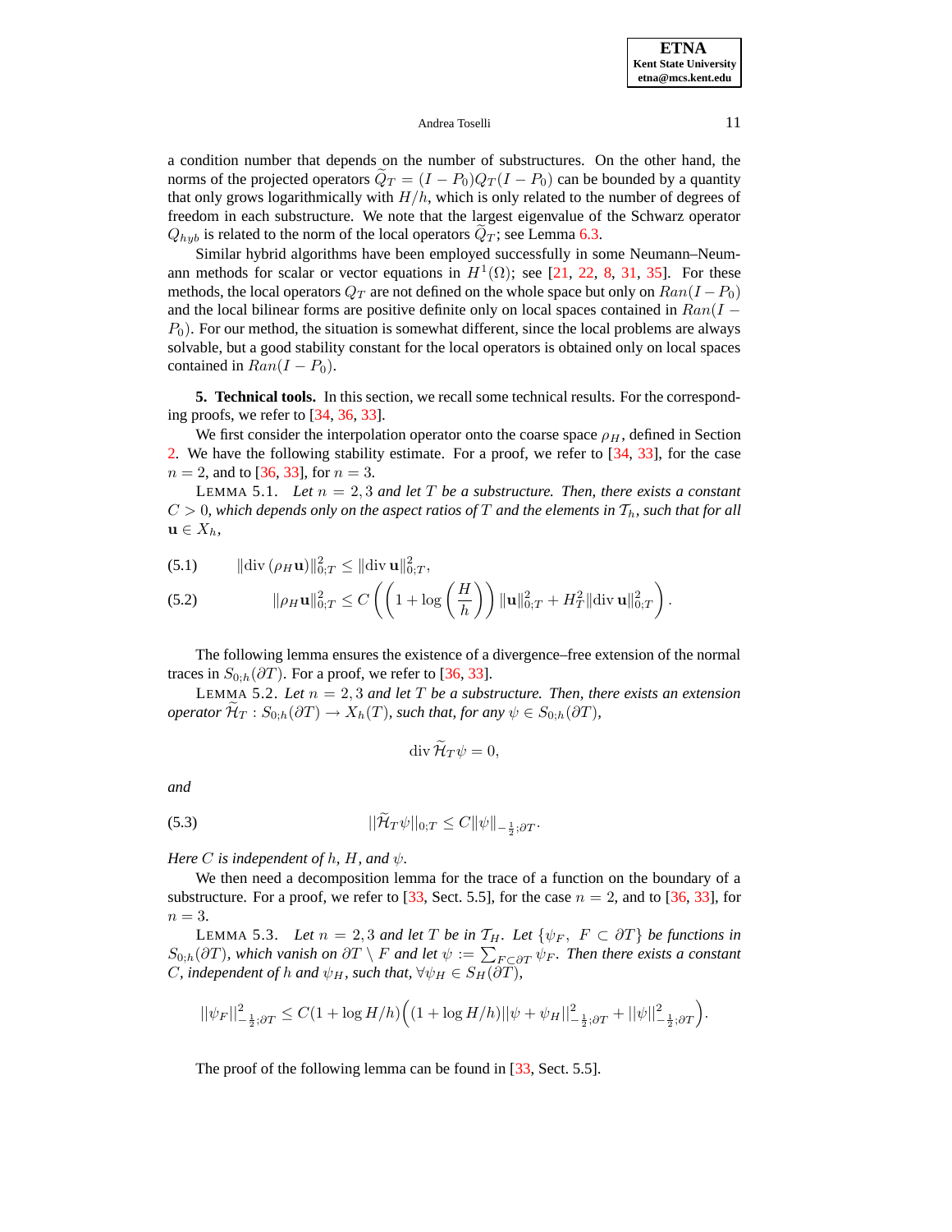a condition number that depends on the number of substructures. On the other hand, the norms of the projected operators $\widetilde{Q}_T = (I - P_0)Q_T(I - P_0)$ can be bounded by a quantity that only grows logarithmically with $H/h$, which is only related to the number of degrees of freedom in each substructure. We note that the largest eigenvalue of the Schwarz operator $Q_{hyb}$ is related to the norm of the local operators $\widetilde{Q}_T$; see Lemma 6.3.

Similar hybrid algorithms have been employed successfully in some Neumann–Neumann methods for scalar or vector equations in $H^1(\Omega)$; see [21, 22, 8, 31, 35]. For these methods, the local operators $Q_T$ are not defined on the whole space but only on $Ran(I - P_0)$ and the local bilinear forms are positive definite only on local spaces contained in $Ran(I - P_0)$. For our method, the situation is somewhat different, since the local problems are always solvable, but a good stability constant for the local operators is obtained only on local spaces contained in $Ran(I - P_0)$.

**5. Technical tools.** In this section, we recall some technical results. For the corresponding proofs, we refer to [34, 36, 33].

We first consider the interpolation operator onto the coarse space $\rho_H$, defined in Section 2. We have the following stability estimate. For a proof, we refer to [34, 33], for the case $n = 2$, and to [36, 33], for $n = 3$.

LEMMA 5.1. *Let $n = 2, 3$ and let $T$ be a substructure. Then, there exists a constant $C > 0$, which depends only on the aspect ratios of $T$ and the elements in $\mathcal{T}_h$, such that for all $\mathbf{u} \in X_h$,*

$$\|\text{div}\,(\rho_H \mathbf{u})\|_{0;T}^2 \le \|\text{div}\,\mathbf{u}\|_{0;T}^2, \tag{5.1}$$

$$\|\rho_H \mathbf{u}\|_{0;T}^2 \le C\left(\left(1 + \log\left(\frac{H}{h}\right)\right)\|\mathbf{u}\|_{0;T}^2 + H_T^2\|\text{div}\,\mathbf{u}\|_{0;T}^2\right). \tag{5.2}$$

The following lemma ensures the existence of a divergence–free extension of the normal traces in $S_{0;h}(\partial T)$. For a proof, we refer to [36, 33].

LEMMA 5.2. *Let $n = 2, 3$ and let $T$ be a substructure. Then, there exists an extension operator $\widetilde{\mathcal{H}}_T : S_{0;h}(\partial T) \to X_h(T)$, such that, for any $\psi \in S_{0;h}(\partial T)$,*

$$\text{div}\,\widetilde{\mathcal{H}}_T\psi = 0,$$

*and*

$$||\widetilde{\mathcal{H}}_T\psi||_{0;T} \le C\|\psi\|_{-\frac{1}{2};\partial T}. \tag{5.3}$$

*Here $C$ is independent of $h$, $H$, and $\psi$.*

We then need a decomposition lemma for the trace of a function on the boundary of a substructure. For a proof, we refer to [33, Sect. 5.5], for the case $n = 2$, and to [36, 33], for $n = 3$.

LEMMA 5.3. *Let $n = 2, 3$ and let $T$ be in $\mathcal{T}_H$. Let $\{\psi_F,\ F \subset \partial T\}$ be functions in $S_{0;h}(\partial T)$, which vanish on $\partial T \setminus F$ and let $\psi := \sum_{F \subset \partial T} \psi_F$. Then there exists a constant $C$, independent of $h$ and $\psi_H$, such that, $\forall \psi_H \in S_H(\partial T)$,*

$$||\psi_F||^2_{-\frac{1}{2};\partial T} \le C(1 + \log H/h)\Big((1 + \log H/h)||\psi + \psi_H||^2_{-\frac{1}{2};\partial T} + ||\psi||^2_{-\frac{1}{2};\partial T}\Big).$$

The proof of the following lemma can be found in [33, Sect. 5.5].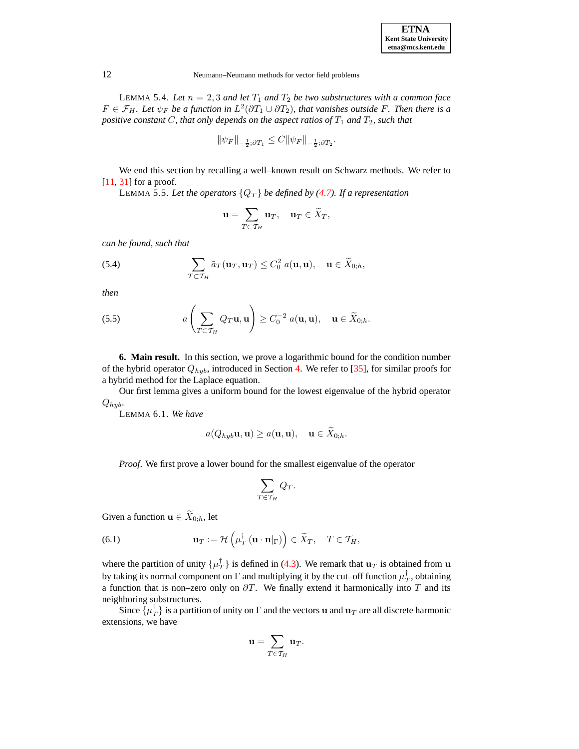LEMMA 5.4. *Let $n = 2, 3$ and let $T_1$ and $T_2$ be two substructures with a common face $F \in \mathcal{F}_H$. Let $\psi_F$ be a function in $L^2(\partial T_1 \cup \partial T_2)$, that vanishes outside $F$. Then there is a positive constant $C$, that only depends on the aspect ratios of $T_1$ and $T_2$, such that*

$$\|\psi_F\|_{-\frac{1}{2};\partial T_1} \leq C \|\psi_F\|_{-\frac{1}{2};\partial T_2}.$$

We end this section by recalling a well–known result on Schwarz methods. We refer to [11, 31] for a proof.

LEMMA 5.5. *Let the operators $\{Q_T\}$ be defined by (4.7). If a representation*

$$\mathbf{u} = \sum_{T \subset \mathcal{T}_H} \mathbf{u}_T, \quad \mathbf{u}_T \in \widetilde{X}_T,$$

*can be found, such that*

$$\sum_{T \subset \mathcal{T}_H} \tilde{a}_T(\mathbf{u}_T, \mathbf{u}_T) \leq C_0^2 \; a(\mathbf{u}, \mathbf{u}), \quad \mathbf{u} \in \widetilde{X}_{0;h}, \tag{5.4}$$

*then*

$$a\left( \sum_{T \subset \mathcal{T}_H} Q_T \mathbf{u}, \mathbf{u} \right) \geq C_0^{-2} \; a(\mathbf{u}, \mathbf{u}), \quad \mathbf{u} \in \widetilde{X}_{0;h}. \tag{5.5}$$

## 6. Main result.

In this section, we prove a logarithmic bound for the condition number of the hybrid operator $Q_{hyb}$, introduced in Section 4. We refer to [35], for similar proofs for a hybrid method for the Laplace equation.

Our first lemma gives a uniform bound for the lowest eigenvalue of the hybrid operator $Q_{hyb}$.

LEMMA 6.1. *We have*

$$a(Q_{hyb}\mathbf{u}, \mathbf{u}) \geq a(\mathbf{u}, \mathbf{u}), \quad \mathbf{u} \in \widetilde{X}_{0;h}.$$

*Proof.* We first prove a lower bound for the smallest eigenvalue of the operator

$$\sum_{T \in \mathcal{T}_H} Q_T.$$

Given a function $\mathbf{u} \in \widetilde{X}_{0;h}$, let

$$\mathbf{u}_T := \mathcal{H}\left( \mu_T^\dagger \left( \mathbf{u} \cdot \mathbf{n}|_\Gamma \right) \right) \in \widetilde{X}_T, \quad T \in \mathcal{T}_H, \tag{6.1}$$

where the partition of unity $\{\mu_T^\dagger\}$ is defined in (4.3). We remark that $\mathbf{u}_T$ is obtained from $\mathbf{u}$ by taking its normal component on $\Gamma$ and multiplying it by the cut–off function $\mu_T^\dagger$, obtaining a function that is non–zero only on $\partial T$. We finally extend it harmonically into $T$ and its neighboring substructures.

Since $\{\mu_T^\dagger\}$ is a partition of unity on $\Gamma$ and the vectors $\mathbf{u}$ and $\mathbf{u}_T$ are all discrete harmonic extensions, we have

$$\mathbf{u} = \sum_{T \in \mathcal{T}_H} \mathbf{u}_T.$$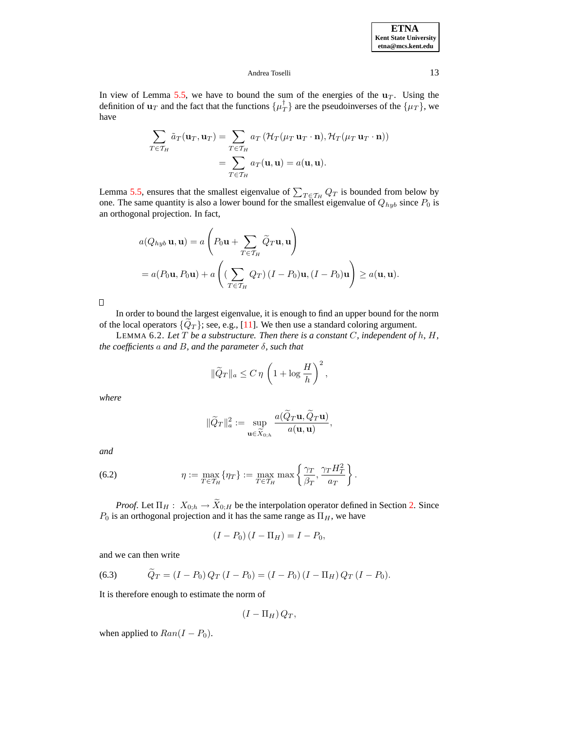In view of Lemma 5.5, we have to bound the sum of the energies of the $\mathbf{u}_T$. Using the definition of $\mathbf{u}_T$ and the fact that the functions $\{\mu_T^\dagger\}$ are the pseudoinverses of the $\{\mu_T\}$, we have

$$\sum_{T\in\mathcal{T}_H} \tilde{a}_T(\mathbf{u}_T, \mathbf{u}_T) = \sum_{T\in\mathcal{T}_H} a_T\left(\mathcal{H}_T(\mu_T\,\mathbf{u}_T\cdot\mathbf{n}), \mathcal{H}_T(\mu_T\,\mathbf{u}_T\cdot\mathbf{n})\right)$$
$$= \sum_{T\in\mathcal{T}_H} a_T(\mathbf{u},\mathbf{u}) = a(\mathbf{u},\mathbf{u}).$$

Lemma 5.5, ensures that the smallest eigenvalue of $\sum_{T\in\mathcal{T}_H} Q_T$ is bounded from below by one. The same quantity is also a lower bound for the smallest eigenvalue of $Q_{hyb}$ since $P_0$ is an orthogonal projection. In fact,

$$a(Q_{hyb}\,\mathbf{u},\mathbf{u}) = a\left(P_0\mathbf{u} + \sum_{T\in\mathcal{T}_H} \widetilde{Q}_T\mathbf{u}, \mathbf{u}\right)$$
$$= a(P_0\mathbf{u}, P_0\mathbf{u}) + a\left((\sum_{T\in\mathcal{T}_H} Q_T)\,(I-P_0)\mathbf{u}, (I-P_0)\mathbf{u}\right) \geq a(\mathbf{u},\mathbf{u}).$$

□

In order to bound the largest eigenvalue, it is enough to find an upper bound for the norm of the local operators $\{\widetilde{Q}_T\}$; see, e.g., [11]. We then use a standard coloring argument.

LEMMA 6.2. *Let $T$ be a substructure. Then there is a constant $C$, independent of $h$, $H$, the coefficients $a$ and $B$, and the parameter $\delta$, such that*

$$\|\widetilde{Q}_T\|_a \leq C\,\eta\left(1+\log\frac{H}{h}\right)^2,$$

*where*

$$\|\widetilde{Q}_T\|_a^2 := \sup_{\mathbf{u}\in\widetilde{X}_{0;h}} \frac{a(\widetilde{Q}_T\mathbf{u}, \widetilde{Q}_T\mathbf{u})}{a(\mathbf{u},\mathbf{u})},$$

*and*

$$\eta := \max_{T\in\mathcal{T}_H}\{\eta_T\} := \max_{T\in\mathcal{T}_H} \max\left\{\frac{\gamma_T}{\beta_T}, \frac{\gamma_T H_T^2}{a_T}\right\}. \tag{6.2}$$

*Proof.* Let $\Pi_H:\ X_{0;h}\to\widetilde{X}_{0;H}$ be the interpolation operator defined in Section 2. Since $P_0$ is an orthogonal projection and it has the same range as $\Pi_H$, we have

$$(I-P_0)\,(I-\Pi_H) = I - P_0,$$

and we can then write

$$\widetilde{Q}_T = (I-P_0)\,Q_T\,(I-P_0) = (I-P_0)\,(I-\Pi_H)\,Q_T\,(I-P_0). \tag{6.3}$$

It is therefore enough to estimate the norm of

$$(I-\Pi_H)\,Q_T,$$

when applied to $Ran(I-P_0)$.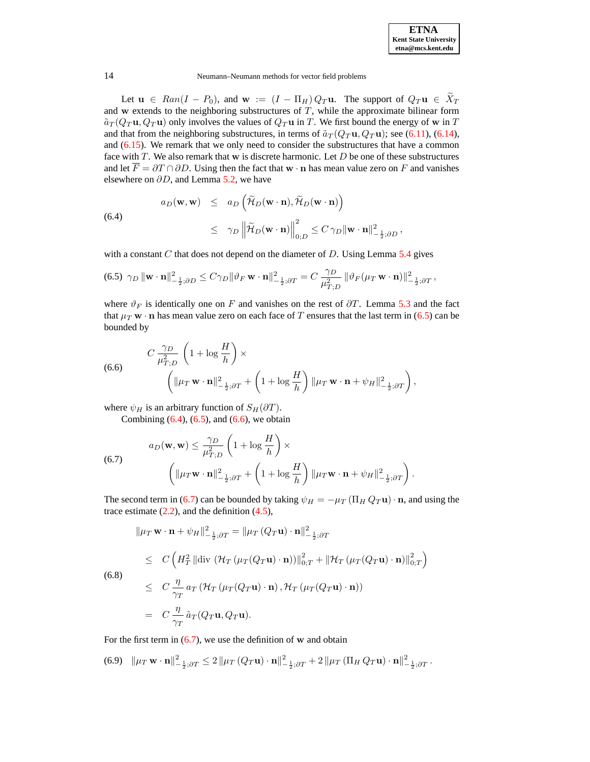Let $\mathbf{u} \in Ran(I - P_0)$, and $\mathbf{w} := (I - \Pi_H)\, Q_T\mathbf{u}$. The support of $Q_T\mathbf{u} \in \widetilde{X}_T$ and $\mathbf{w}$ extends to the neighboring substructures of $T$, while the approximate bilinear form $\tilde{a}_T(Q_T\mathbf{u}, Q_T\mathbf{u})$ only involves the values of $Q_T\mathbf{u}$ in $T$. We first bound the energy of $\mathbf{w}$ in $T$ and that from the neighboring substructures, in terms of $\tilde{a}_T(Q_T\mathbf{u}, Q_T\mathbf{u})$; see (6.11), (6.14), and (6.15). We remark that we only need to consider the substructures that have a common face with $T$. We also remark that $\mathbf{w}$ is discrete harmonic. Let $D$ be one of these substructures and let $\overline{F} = \partial T \cap \partial D$. Using then the fact that $\mathbf{w} \cdot \mathbf{n}$ has mean value zero on $F$ and vanishes elsewhere on $\partial D$, and Lemma 5.2, we have

$$
\begin{aligned}
a_D(\mathbf{w}, \mathbf{w}) \;&\leq\; a_D\left(\widetilde{\mathcal{H}}_D(\mathbf{w}\cdot\mathbf{n}), \widetilde{\mathcal{H}}_D(\mathbf{w}\cdot\mathbf{n})\right) \\
&\leq\; \gamma_D \left\|\widetilde{\mathcal{H}}_D(\mathbf{w}\cdot\mathbf{n})\right\|^2_{0;D} \leq C\,\gamma_D \|\mathbf{w}\cdot\mathbf{n}\|^2_{-\frac{1}{2};\partial D},
\end{aligned} \tag{6.4}
$$

with a constant $C$ that does not depend on the diameter of $D$. Using Lemma 5.4 gives

$$
\gamma_D \,\|\mathbf{w}\cdot\mathbf{n}\|^2_{-\frac{1}{2};\partial D} \leq C\gamma_D \|\vartheta_F\,\mathbf{w}\cdot\mathbf{n}\|^2_{-\frac{1}{2};\partial T} = C\,\frac{\gamma_D}{\mu^2_{T;D}}\,\|\vartheta_F(\mu_T\,\mathbf{w}\cdot\mathbf{n})\|^2_{-\frac{1}{2};\partial T}, \tag{6.5}
$$

where $\vartheta_F$ is identically one on $F$ and vanishes on the rest of $\partial T$. Lemma 5.3 and the fact that $\mu_T\,\mathbf{w}\cdot\mathbf{n}$ has mean value zero on each face of $T$ ensures that the last term in (6.5) can be bounded by

$$
\begin{aligned}
&C\,\frac{\gamma_D}{\mu^2_{T;D}}\left(1 + \log\frac{H}{h}\right) \times \\
&\qquad\left(\|\mu_T\,\mathbf{w}\cdot\mathbf{n}\|^2_{-\frac{1}{2};\partial T} + \left(1 + \log\frac{H}{h}\right)\|\mu_T\,\mathbf{w}\cdot\mathbf{n} + \psi_H\|^2_{-\frac{1}{2};\partial T}\right),
\end{aligned} \tag{6.6}
$$

where $\psi_H$ is an arbitrary function of $S_H(\partial T)$.

Combining (6.4), (6.5), and (6.6), we obtain

$$
\begin{aligned}
a_D(\mathbf{w}, \mathbf{w}) \leq &\;\frac{\gamma_D}{\mu^2_{T;D}}\left(1 + \log\frac{H}{h}\right) \times \\
&\left(\|\mu_T\mathbf{w}\cdot\mathbf{n}\|^2_{-\frac{1}{2};\partial T} + \left(1 + \log\frac{H}{h}\right)\|\mu_T\mathbf{w}\cdot\mathbf{n} + \psi_H\|^2_{-\frac{1}{2};\partial T}\right).
\end{aligned} \tag{6.7}
$$

The second term in (6.7) can be bounded by taking $\psi_H = -\mu_T\,(\Pi_H\,Q_T\mathbf{u})\cdot\mathbf{n}$, and using the trace estimate (2.2), and the definition (4.5),

$$
\begin{aligned}
\|\mu_T\,\mathbf{w}\cdot\mathbf{n} + \psi_H\|^2_{-\frac{1}{2};\partial T} &= \|\mu_T\,(Q_T\mathbf{u})\cdot\mathbf{n}\|^2_{-\frac{1}{2};\partial T} \\
&\leq\; C\left(H_T^2\,\|\mathrm{div}\,(\mathcal{H}_T\,(\mu_T(Q_T\mathbf{u})\cdot\mathbf{n}))\|^2_{0;T} + \|\mathcal{H}_T\,(\mu_T(Q_T\mathbf{u})\cdot\mathbf{n})\|^2_{0;T}\right) \\
&\leq\; C\,\frac{\eta}{\gamma_T}\,a_T\left(\mathcal{H}_T\,(\mu_T(Q_T\mathbf{u})\cdot\mathbf{n})\,, \mathcal{H}_T\,(\mu_T(Q_T\mathbf{u})\cdot\mathbf{n})\right) \\
&=\; C\,\frac{\eta}{\gamma_T}\,\tilde{a}_T(Q_T\mathbf{u}, Q_T\mathbf{u}).
\end{aligned} \tag{6.8}
$$

For the first term in (6.7), we use the definition of $\mathbf{w}$ and obtain

$$
\|\mu_T\,\mathbf{w}\cdot\mathbf{n}\|^2_{-\frac{1}{2};\partial T} \leq 2\,\|\mu_T\,(Q_T\mathbf{u})\cdot\mathbf{n}\|^2_{-\frac{1}{2};\partial T} + 2\,\|\mu_T\,(\Pi_H\,Q_T\mathbf{u})\cdot\mathbf{n}\|^2_{-\frac{1}{2};\partial T}. \tag{6.9}
$$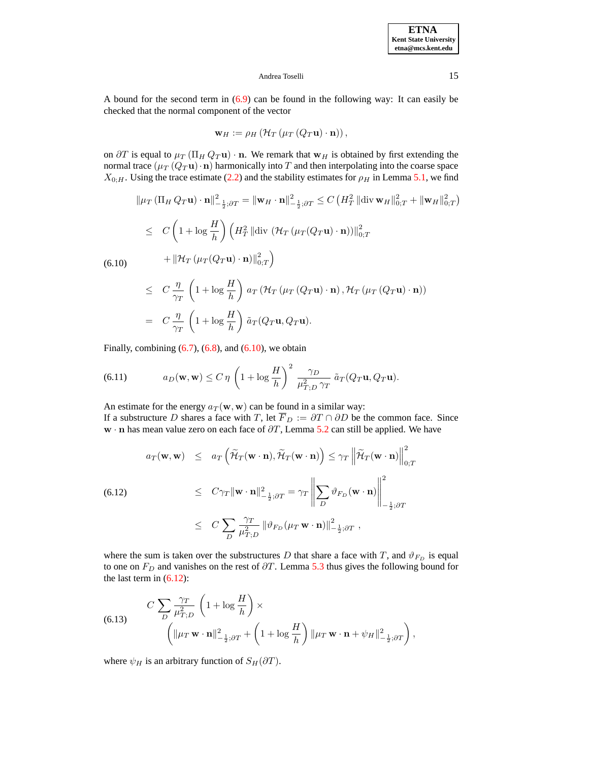A bound for the second term in (6.9) can be found in the following way: It can easily be checked that the normal component of the vector

$$\mathbf{w}_H := \rho_H \left( \mathcal{H}_T \left( \mu_T \left( Q_T \mathbf{u} \right) \cdot \mathbf{n} \right) \right),$$

on $\partial T$ is equal to $\mu_T \left( \Pi_H \, Q_T \mathbf{u} \right) \cdot \mathbf{n}$. We remark that $\mathbf{w}_H$ is obtained by first extending the normal trace $\left( \mu_T \left( Q_T \mathbf{u} \right) \cdot \mathbf{n} \right)$ harmonically into $T$ and then interpolating into the coarse space $X_{0;H}$. Using the trace estimate (2.2) and the stability estimates for $\rho_H$ in Lemma 5.1, we find

$$\begin{aligned}
\| \mu_T \left( \Pi_H \, Q_T \mathbf{u} \right) \cdot \mathbf{n} \|^2_{-\frac{1}{2};\partial T} &= \| \mathbf{w}_H \cdot \mathbf{n} \|^2_{-\frac{1}{2};\partial T} \leq C \left( H_T^2 \, \| \mathrm{div} \, \mathbf{w}_H \|^2_{0;T} + \| \mathbf{w}_H \|^2_{0;T} \right) \\
&\leq C \left( 1 + \log \frac{H}{h} \right) \Big( H_T^2 \, \| \mathrm{div} \, \left( \mathcal{H}_T \left( \mu_T (Q_T \mathbf{u}) \cdot \mathbf{n} \right) \right) \|^2_{0;T} \\
&\qquad + \| \mathcal{H}_T \left( \mu_T (Q_T \mathbf{u}) \cdot \mathbf{n} \right) \|^2_{0;T} \Big) \\
&\leq C \, \frac{\eta}{\gamma_T} \left( 1 + \log \frac{H}{h} \right) a_T \left( \mathcal{H}_T \left( \mu_T \left( Q_T \mathbf{u} \right) \cdot \mathbf{n} \right), \mathcal{H}_T \left( \mu_T \left( Q_T \mathbf{u} \right) \cdot \mathbf{n} \right) \right) \\
&= C \, \frac{\eta}{\gamma_T} \left( 1 + \log \frac{H}{h} \right) \tilde{a}_T (Q_T \mathbf{u}, Q_T \mathbf{u}).
\end{aligned} \tag{6.10}$$

Finally, combining (6.7), (6.8), and (6.10), we obtain

$$a_D(\mathbf{w}, \mathbf{w}) \leq C \, \eta \, \left( 1 + \log \frac{H}{h} \right)^2 \, \frac{\gamma_D}{\mu_{T;D}^2 \, \gamma_T} \, \tilde{a}_T (Q_T \mathbf{u}, Q_T \mathbf{u}). \tag{6.11}$$

An estimate for the energy $a_T(\mathbf{w}, \mathbf{w})$ can be found in a similar way:
If a substructure $D$ shares a face with $T$, let $\overline{F}_D := \partial T \cap \partial D$ be the common face. Since $\mathbf{w} \cdot \mathbf{n}$ has mean value zero on each face of $\partial T$, Lemma 5.2 can still be applied. We have

$$\begin{aligned}
a_T(\mathbf{w}, \mathbf{w}) &\leq a_T \left( \widetilde{\mathcal{H}}_T (\mathbf{w} \cdot \mathbf{n}), \widetilde{\mathcal{H}}_T (\mathbf{w} \cdot \mathbf{n}) \right) \leq \gamma_T \, \left\| \widetilde{\mathcal{H}}_T (\mathbf{w} \cdot \mathbf{n}) \right\|^2_{0;T} \\
&\leq C \gamma_T \| \mathbf{w} \cdot \mathbf{n} \|^2_{-\frac{1}{2};\partial T} = \gamma_T \left\| \sum_D \vartheta_{F_D} (\mathbf{w} \cdot \mathbf{n}) \right\|^2_{-\frac{1}{2};\partial T} \\
&\leq C \sum_D \frac{\gamma_T}{\mu_{T;D}^2} \, \| \vartheta_{F_D} (\mu_T \, \mathbf{w} \cdot \mathbf{n}) \|^2_{-\frac{1}{2};\partial T} \; ,
\end{aligned} \tag{6.12}$$

where the sum is taken over the substructures $D$ that share a face with $T$, and $\vartheta_{F_D}$ is equal to one on $F_D$ and vanishes on the rest of $\partial T$. Lemma 5.3 thus gives the following bound for the last term in (6.12):

$$\begin{aligned}
C \sum_D \frac{\gamma_T}{\mu_{T;D}^2} & \left( 1 + \log \frac{H}{h} \right) \times \\
& \left( \| \mu_T \, \mathbf{w} \cdot \mathbf{n} \|^2_{-\frac{1}{2};\partial T} + \left( 1 + \log \frac{H}{h} \right) \| \mu_T \, \mathbf{w} \cdot \mathbf{n} + \psi_H \|^2_{-\frac{1}{2};\partial T} \right),
\end{aligned} \tag{6.13}$$

where $\psi_H$ is an arbitrary function of $S_H(\partial T)$.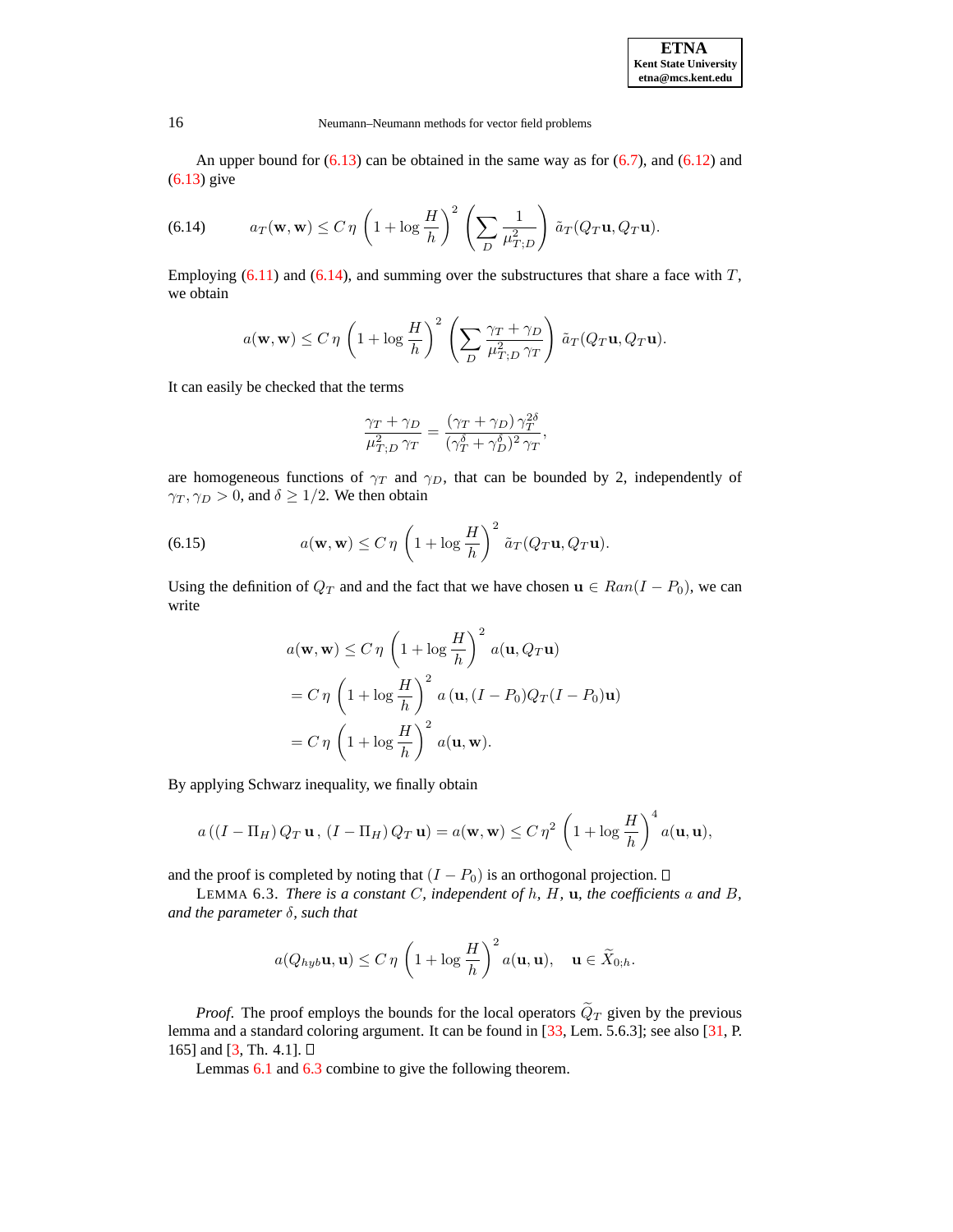An upper bound for (6.13) can be obtained in the same way as for (6.7), and (6.12) and (6.13) give

$$a_T(\mathbf{w},\mathbf{w}) \leq C\,\eta \left(1+\log\frac{H}{h}\right)^2 \left(\sum_D \frac{1}{\mu_{T;D}^2}\right) \tilde{a}_T(Q_T\mathbf{u}, Q_T\mathbf{u}). \tag{6.14}$$

Employing (6.11) and (6.14), and summing over the substructures that share a face with $T$, we obtain

$$a(\mathbf{w},\mathbf{w}) \leq C\,\eta \left(1+\log\frac{H}{h}\right)^2 \left(\sum_D \frac{\gamma_T+\gamma_D}{\mu_{T;D}^2\,\gamma_T}\right) \tilde{a}_T(Q_T\mathbf{u}, Q_T\mathbf{u}).$$

It can easily be checked that the terms

$$\frac{\gamma_T+\gamma_D}{\mu_{T;D}^2\,\gamma_T} = \frac{(\gamma_T+\gamma_D)\,\gamma_T^{2\delta}}{(\gamma_T^\delta+\gamma_D^\delta)^2\,\gamma_T},$$

are homogeneous functions of $\gamma_T$ and $\gamma_D$, that can be bounded by 2, independently of $\gamma_T,\gamma_D > 0$, and $\delta \geq 1/2$. We then obtain

$$a(\mathbf{w},\mathbf{w}) \leq C\,\eta \left(1+\log\frac{H}{h}\right)^2 \tilde{a}_T(Q_T\mathbf{u}, Q_T\mathbf{u}). \tag{6.15}$$

Using the definition of $Q_T$ and and the fact that we have chosen $\mathbf{u} \in Ran(I-P_0)$, we can write

$$\begin{aligned}
a(\mathbf{w},\mathbf{w}) &\leq C\,\eta \left(1+\log\frac{H}{h}\right)^2 a(\mathbf{u}, Q_T\mathbf{u}) \\
&= C\,\eta \left(1+\log\frac{H}{h}\right)^2 a\left(\mathbf{u}, (I-P_0)Q_T(I-P_0)\mathbf{u}\right) \\
&= C\,\eta \left(1+\log\frac{H}{h}\right)^2 a(\mathbf{u},\mathbf{w}).
\end{aligned}$$

By applying Schwarz inequality, we finally obtain

$$a\left((I-\Pi_H)\,Q_T\,\mathbf{u}\,,\,(I-\Pi_H)\,Q_T\,\mathbf{u}\right) = a(\mathbf{w},\mathbf{w}) \leq C\,\eta^2 \left(1+\log\frac{H}{h}\right)^4 a(\mathbf{u},\mathbf{u}),$$

and the proof is completed by noting that $(I-P_0)$ is an orthogonal projection. □

LEMMA 6.3. *There is a constant $C$, independent of $h$, $H$, $\mathbf{u}$, the coefficients $a$ and $B$, and the parameter $\delta$, such that*

$$a(Q_{hyb}\mathbf{u},\mathbf{u}) \leq C\,\eta \left(1+\log\frac{H}{h}\right)^2 a(\mathbf{u},\mathbf{u}), \quad \mathbf{u} \in \widetilde{X}_{0;h}.$$

*Proof.* The proof employs the bounds for the local operators $\widetilde{Q}_T$ given by the previous lemma and a standard coloring argument. It can be found in [33, Lem. 5.6.3]; see also [31, P. 165] and [3, Th. 4.1]. □

Lemmas 6.1 and 6.3 combine to give the following theorem.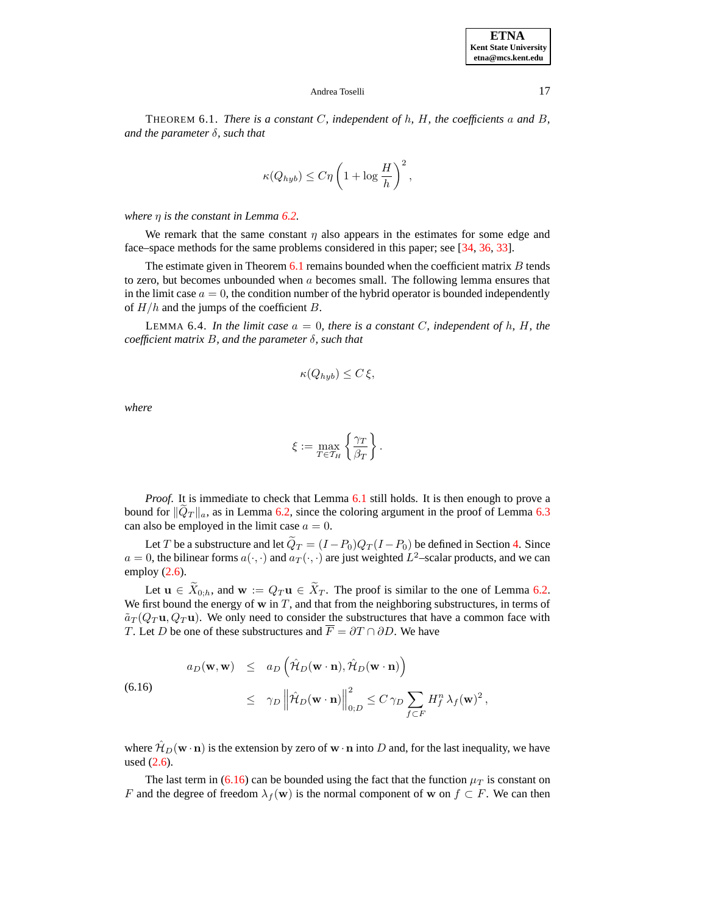THEOREM 6.1. *There is a constant $C$, independent of $h$, $H$, the coefficients $a$ and $B$, and the parameter $\delta$, such that*

$$\kappa(Q_{hyb}) \leq C\eta \left(1 + \log \frac{H}{h}\right)^2,$$

*where $\eta$ is the constant in Lemma 6.2.*

We remark that the same constant $\eta$ also appears in the estimates for some edge and face–space methods for the same problems considered in this paper; see [34, 36, 33].

The estimate given in Theorem 6.1 remains bounded when the coefficient matrix $B$ tends to zero, but becomes unbounded when $a$ becomes small. The following lemma ensures that in the limit case $a = 0$, the condition number of the hybrid operator is bounded independently of $H/h$ and the jumps of the coefficient $B$.

LEMMA 6.4. *In the limit case $a = 0$, there is a constant $C$, independent of $h$, $H$, the coefficient matrix $B$, and the parameter $\delta$, such that*

$$\kappa(Q_{hyb}) \leq C\,\xi,$$

*where*

$$\xi := \max_{T\in\mathcal{T}_H} \left\{\frac{\gamma_T}{\beta_T}\right\}.$$

*Proof*. It is immediate to check that Lemma 6.1 still holds. It is then enough to prove a bound for $\|\widetilde{Q}_T\|_a$, as in Lemma 6.2, since the coloring argument in the proof of Lemma 6.3 can also be employed in the limit case $a = 0$.

Let $T$ be a substructure and let $\widetilde{Q}_T = (I - P_0)Q_T(I - P_0)$ be defined in Section 4. Since $a = 0$, the bilinear forms $a(\cdot,\cdot)$ and $a_T(\cdot,\cdot)$ are just weighted $L^2$–scalar products, and we can employ (2.6).

Let $\mathbf{u} \in \widetilde{X}_{0;h}$, and $\mathbf{w} := Q_T\mathbf{u} \in \widetilde{X}_T$. The proof is similar to the one of Lemma 6.2. We first bound the energy of $\mathbf{w}$ in $T$, and that from the neighboring substructures, in terms of $\tilde{a}_T(Q_T\mathbf{u}, Q_T\mathbf{u})$. We only need to consider the substructures that have a common face with $T$. Let $D$ be one of these substructures and $\overline{F} = \partial T \cap \partial D$. We have

$$\begin{aligned} a_D(\mathbf{w},\mathbf{w}) \quad &\leq \quad a_D\left(\hat{\mathcal{H}}_D(\mathbf{w}\cdot\mathbf{n}), \hat{\mathcal{H}}_D(\mathbf{w}\cdot\mathbf{n})\right) \\ &\leq \quad \gamma_D \left\|\hat{\mathcal{H}}_D(\mathbf{w}\cdot\mathbf{n})\right\|^2_{0;D} \leq C\,\gamma_D \sum_{f\subset F} H_f^n\,\lambda_f(\mathbf{w})^2\,, \end{aligned} \tag{6.16}$$

where $\hat{\mathcal{H}}_D(\mathbf{w}\cdot\mathbf{n})$ is the extension by zero of $\mathbf{w}\cdot\mathbf{n}$ into $D$ and, for the last inequality, we have used (2.6).

The last term in (6.16) can be bounded using the fact that the function $\mu_T$ is constant on $F$ and the degree of freedom $\lambda_f(\mathbf{w})$ is the normal component of $\mathbf{w}$ on $f \subset F$. We can then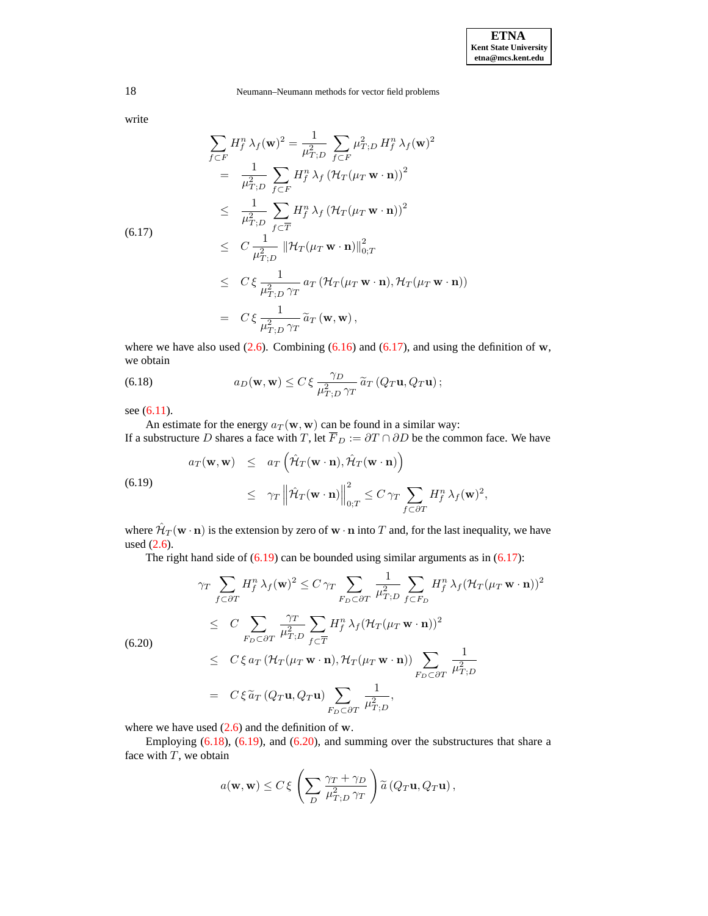write

$$
\begin{aligned}
\sum_{f\subset F} H_f^n\,\lambda_f(\mathbf{w})^2 &= \frac{1}{\mu_{T;D}^2}\sum_{f\subset F}\mu_{T;D}^2\,H_f^n\,\lambda_f(\mathbf{w})^2\\
&= \frac{1}{\mu_{T;D}^2}\sum_{f\subset F}H_f^n\,\lambda_f\left(\mathcal{H}_T(\mu_T\,\mathbf{w}\cdot\mathbf{n})\right)^2\\
&\le \frac{1}{\mu_{T;D}^2}\sum_{f\subset\overline{T}}H_f^n\,\lambda_f\left(\mathcal{H}_T(\mu_T\,\mathbf{w}\cdot\mathbf{n})\right)^2\\
&\le C\,\frac{1}{\mu_{T;D}^2}\,\|\mathcal{H}_T(\mu_T\,\mathbf{w}\cdot\mathbf{n})\|_{0;T}^2\\
&\le C\,\xi\,\frac{1}{\mu_{T;D}^2\,\gamma_T}\,a_T\left(\mathcal{H}_T(\mu_T\,\mathbf{w}\cdot\mathbf{n}),\mathcal{H}_T(\mu_T\,\mathbf{w}\cdot\mathbf{n})\right)\\
&= C\,\xi\,\frac{1}{\mu_{T;D}^2\,\gamma_T}\,\widetilde{a}_T\left(\mathbf{w},\mathbf{w}\right),
\end{aligned}
\tag{6.17}
$$

where we have also used (2.6). Combining (6.16) and (6.17), and using the definition of $\mathbf{w}$, we obtain

$$
a_D(\mathbf{w},\mathbf{w}) \le C\,\xi\,\frac{\gamma_D}{\mu_{T;D}^2\,\gamma_T}\,\widetilde{a}_T\left(Q_T\mathbf{u},Q_T\mathbf{u}\right); \tag{6.18}
$$

see (6.11).

An estimate for the energy $a_T(\mathbf{w},\mathbf{w})$ can be found in a similar way: If a substructure $D$ shares a face with $T$, let $\overline{F}_D := \partial T\cap\partial D$ be the common face. We have

$$
\begin{aligned}
a_T(\mathbf{w},\mathbf{w}) &\le a_T\left(\hat{\mathcal{H}}_T(\mathbf{w}\cdot\mathbf{n}),\hat{\mathcal{H}}_T(\mathbf{w}\cdot\mathbf{n})\right)\\
&\le \gamma_T\left\|\hat{\mathcal{H}}_T(\mathbf{w}\cdot\mathbf{n})\right\|_{0;T}^2 \le C\,\gamma_T\sum_{f\subset\partial T}H_f^n\,\lambda_f(\mathbf{w})^2,
\end{aligned}
\tag{6.19}
$$

where $\hat{\mathcal{H}}_T(\mathbf{w}\cdot\mathbf{n})$ is the extension by zero of $\mathbf{w}\cdot\mathbf{n}$ into $T$ and, for the last inequality, we have used (2.6).

The right hand side of (6.19) can be bounded using similar arguments as in (6.17):

$$
\begin{aligned}
\gamma_T\sum_{f\subset\partial T}H_f^n\,\lambda_f(\mathbf{w})^2 &\le C\,\gamma_T\sum_{F_D\subset\partial T}\frac{1}{\mu_{T;D}^2}\sum_{f\subset F_D}H_f^n\,\lambda_f(\mathcal{H}_T(\mu_T\,\mathbf{w}\cdot\mathbf{n}))^2\\
&\le C\sum_{F_D\subset\partial T}\frac{\gamma_T}{\mu_{T;D}^2}\sum_{f\subset\overline{T}}H_f^n\,\lambda_f(\mathcal{H}_T(\mu_T\,\mathbf{w}\cdot\mathbf{n}))^2\\
&\le C\,\xi\,a_T\left(\mathcal{H}_T(\mu_T\,\mathbf{w}\cdot\mathbf{n}),\mathcal{H}_T(\mu_T\,\mathbf{w}\cdot\mathbf{n})\right)\sum_{F_D\subset\partial T}\frac{1}{\mu_{T;D}^2}\\
&= C\,\xi\,\widetilde{a}_T\left(Q_T\mathbf{u},Q_T\mathbf{u}\right)\sum_{F_D\subset\partial T}\frac{1}{\mu_{T;D}^2},
\end{aligned}
\tag{6.20}
$$

where we have used (2.6) and the definition of $\mathbf{w}$.

Employing (6.18), (6.19), and (6.20), and summing over the substructures that share a face with $T$, we obtain

$$
a(\mathbf{w},\mathbf{w}) \le C\,\xi\left(\sum_D\frac{\gamma_T+\gamma_D}{\mu_{T;D}^2\,\gamma_T}\right)\widetilde{a}\left(Q_T\mathbf{u},Q_T\mathbf{u}\right),
$$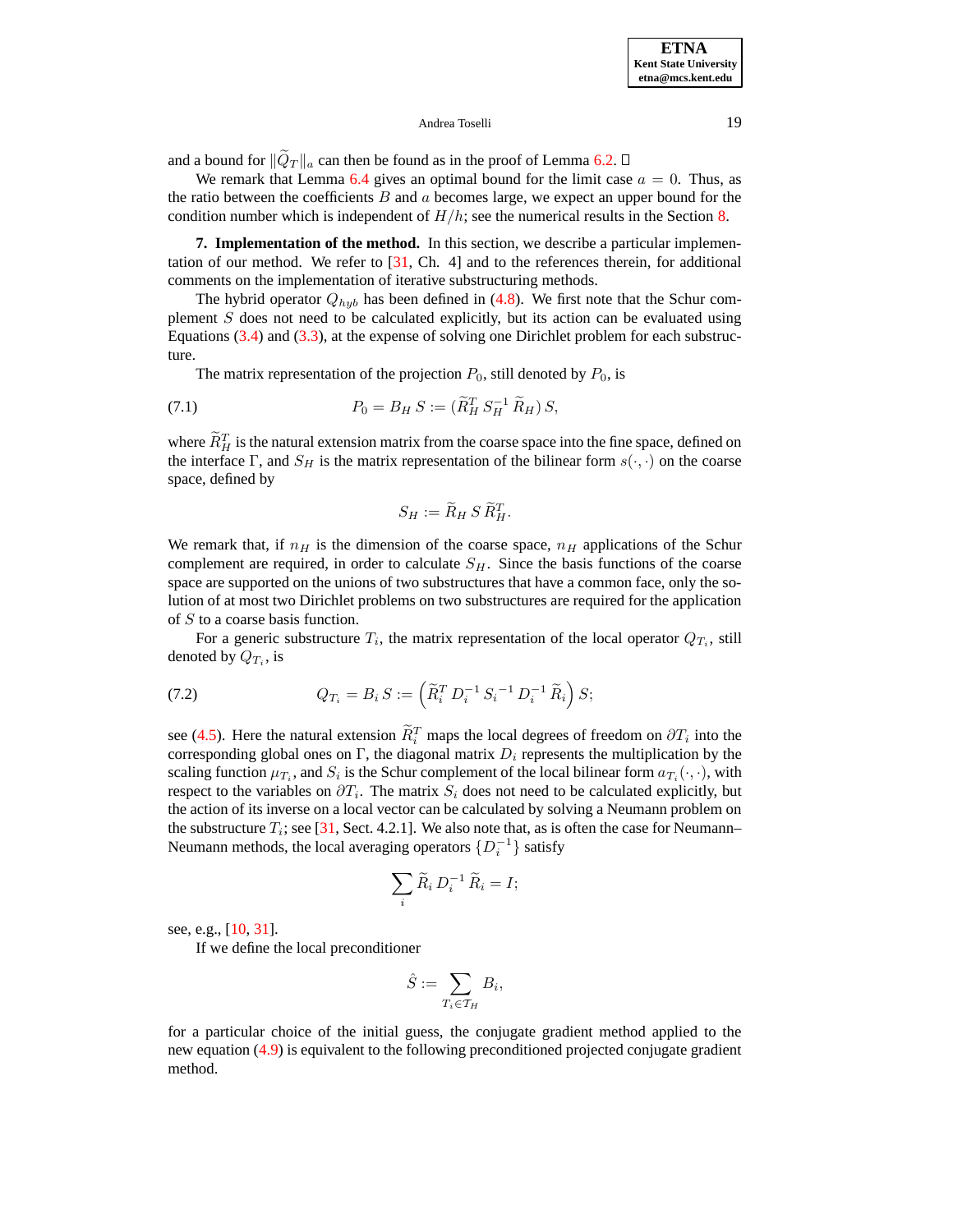and a bound for $\|\widetilde{Q}_T\|_a$ can then be found as in the proof of Lemma 6.2. $\square$

We remark that Lemma 6.4 gives an optimal bound for the limit case $a = 0$. Thus, as the ratio between the coefficients $B$ and $a$ becomes large, we expect an upper bound for the condition number which is independent of $H/h$; see the numerical results in the Section 8.

**7. Implementation of the method.** In this section, we describe a particular implementation of our method. We refer to [31, Ch. 4] and to the references therein, for additional comments on the implementation of iterative substructuring methods.

The hybrid operator $Q_{hyb}$ has been defined in (4.8). We first note that the Schur complement $S$ does not need to be calculated explicitly, but its action can be evaluated using Equations (3.4) and (3.3), at the expense of solving one Dirichlet problem for each substructure.

The matrix representation of the projection $P_0$, still denoted by $P_0$, is

$$P_0 = B_H\, S := (\widetilde{R}_H^T\, S_H^{-1}\, \widetilde{R}_H)\, S, \tag{7.1}$$

where $\widetilde{R}_H^T$ is the natural extension matrix from the coarse space into the fine space, defined on the interface $\Gamma$, and $S_H$ is the matrix representation of the bilinear form $s(\cdot,\cdot)$ on the coarse space, defined by

$$S_H := \widetilde{R}_H\, S\, \widetilde{R}_H^T.$$

We remark that, if $n_H$ is the dimension of the coarse space, $n_H$ applications of the Schur complement are required, in order to calculate $S_H$. Since the basis functions of the coarse space are supported on the unions of two substructures that have a common face, only the solution of at most two Dirichlet problems on two substructures are required for the application of $S$ to a coarse basis function.

For a generic substructure $T_i$, the matrix representation of the local operator $Q_{T_i}$, still denoted by $Q_{T_i}$, is

$$Q_{T_i} = B_i\, S := \left(\widetilde{R}_i^T\, D_i^{-1}\, {S_i}^{-1}\, D_i^{-1}\, \widetilde{R}_i\right) S; \tag{7.2}$$

see (4.5). Here the natural extension $\widetilde{R}_i^T$ maps the local degrees of freedom on $\partial T_i$ into the corresponding global ones on $\Gamma$, the diagonal matrix $D_i$ represents the multiplication by the scaling function $\mu_{T_i}$, and $S_i$ is the Schur complement of the local bilinear form $a_{T_i}(\cdot,\cdot)$, with respect to the variables on $\partial T_i$. The matrix $S_i$ does not need to be calculated explicitly, but the action of its inverse on a local vector can be calculated by solving a Neumann problem on the substructure $T_i$; see [31, Sect. 4.2.1]. We also note that, as is often the case for Neumann–Neumann methods, the local averaging operators $\{D_i^{-1}\}$ satisfy

$$\sum_i \widetilde{R}_i\, D_i^{-1}\, \widetilde{R}_i = I;$$

see, e.g., [10, 31].

If we define the local preconditioner

$$\hat{S} := \sum_{T_i \in \mathcal{T}_H} B_i,$$

for a particular choice of the initial guess, the conjugate gradient method applied to the new equation (4.9) is equivalent to the following preconditioned projected conjugate gradient method.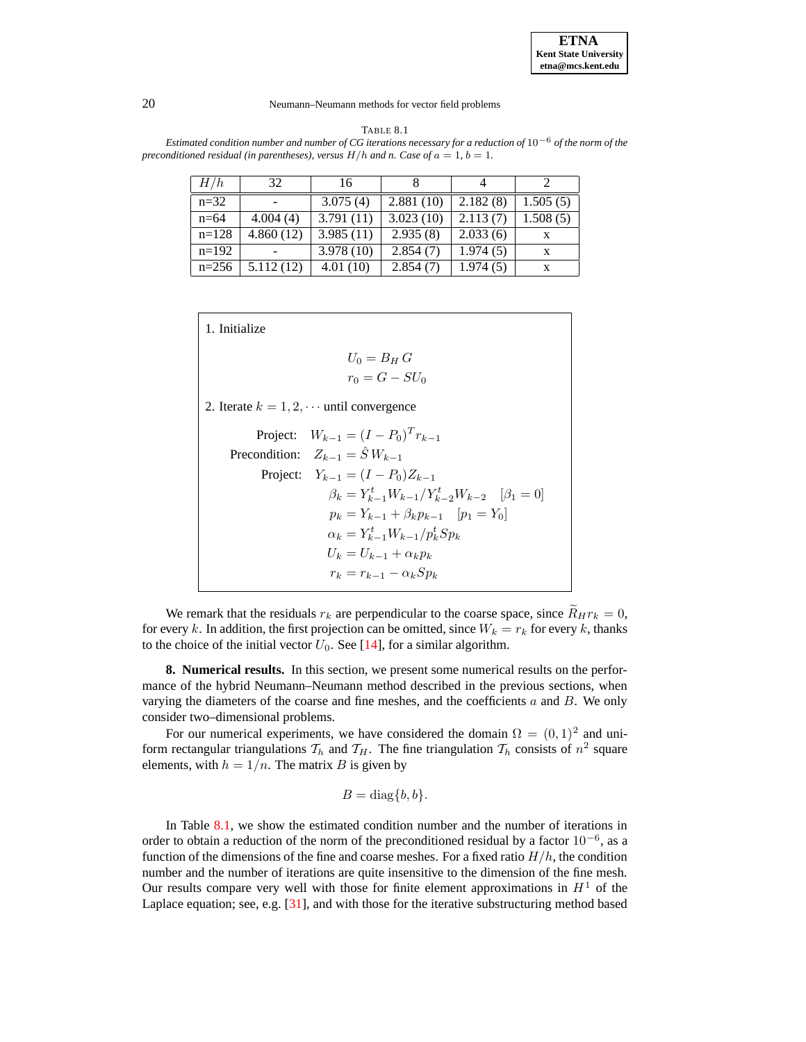TABLE 8.1

*Estimated condition number and number of CG iterations necessary for a reduction of $10^{-6}$ of the norm of the preconditioned residual (in parentheses), versus $H/h$ and $n$. Case of $a = 1$, $b = 1$.*

| $H/h$ | 32 | 16 | 8 | 4 | 2 |
|---|---|---|---|---|---|
| n=32 | - | 3.075 (4) | 2.881 (10) | 2.182 (8) | 1.505 (5) |
| n=64 | 4.004 (4) | 3.791 (11) | 3.023 (10) | 2.113 (7) | 1.508 (5) |
| n=128 | 4.860 (12) | 3.985 (11) | 2.935 (8) | 2.033 (6) | x |
| n=192 | - | 3.978 (10) | 2.854 (7) | 1.974 (5) | x |
| n=256 | 5.112 (12) | 4.01 (10) | 2.854 (7) | 1.974 (5) | x |

1. Initialize

$$U_0 = B_H\, G$$
$$r_0 = G - SU_0$$

2. Iterate $k = 1, 2, \cdots$ until convergence

$$
\begin{aligned}
\text{Project:} \quad & W_{k-1} = (I - P_0)^T r_{k-1} \\
\text{Precondition:} \quad & Z_{k-1} = \hat{S}\, W_{k-1} \\
\text{Project:} \quad & Y_{k-1} = (I - P_0) Z_{k-1} \\
& \beta_k = Y_{k-1}^t W_{k-1} / Y_{k-2}^t W_{k-2} \quad [\beta_1 = 0] \\
& p_k = Y_{k-1} + \beta_k p_{k-1} \quad [p_1 = Y_0] \\
& \alpha_k = Y_{k-1}^t W_{k-1} / p_k^t S p_k \\
& U_k = U_{k-1} + \alpha_k p_k \\
& r_k = r_{k-1} - \alpha_k S p_k
\end{aligned}
$$

We remark that the residuals $r_k$ are perpendicular to the coarse space, since $\widetilde{R}_H r_k = 0$, for every $k$. In addition, the first projection can be omitted, since $W_k = r_k$ for every $k$, thanks to the choice of the initial vector $U_0$. See [14], for a similar algorithm.

**8. Numerical results.** In this section, we present some numerical results on the performance of the hybrid Neumann–Neumann method described in the previous sections, when varying the diameters of the coarse and fine meshes, and the coefficients $a$ and $B$. We only consider two–dimensional problems.

For our numerical experiments, we have considered the domain $\Omega = (0,1)^2$ and uniform rectangular triangulations $\mathcal{T}_h$ and $\mathcal{T}_H$. The fine triangulation $\mathcal{T}_h$ consists of $n^2$ square elements, with $h = 1/n$. The matrix $B$ is given by

$$B = \mathrm{diag}\{b, b\}.$$

In Table 8.1, we show the estimated condition number and the number of iterations in order to obtain a reduction of the norm of the preconditioned residual by a factor $10^{-6}$, as a function of the dimensions of the fine and coarse meshes. For a fixed ratio $H/h$, the condition number and the number of iterations are quite insensitive to the dimension of the fine mesh. Our results compare very well with those for finite element approximations in $H^1$ of the Laplace equation; see, e.g. [31], and with those for the iterative substructuring method based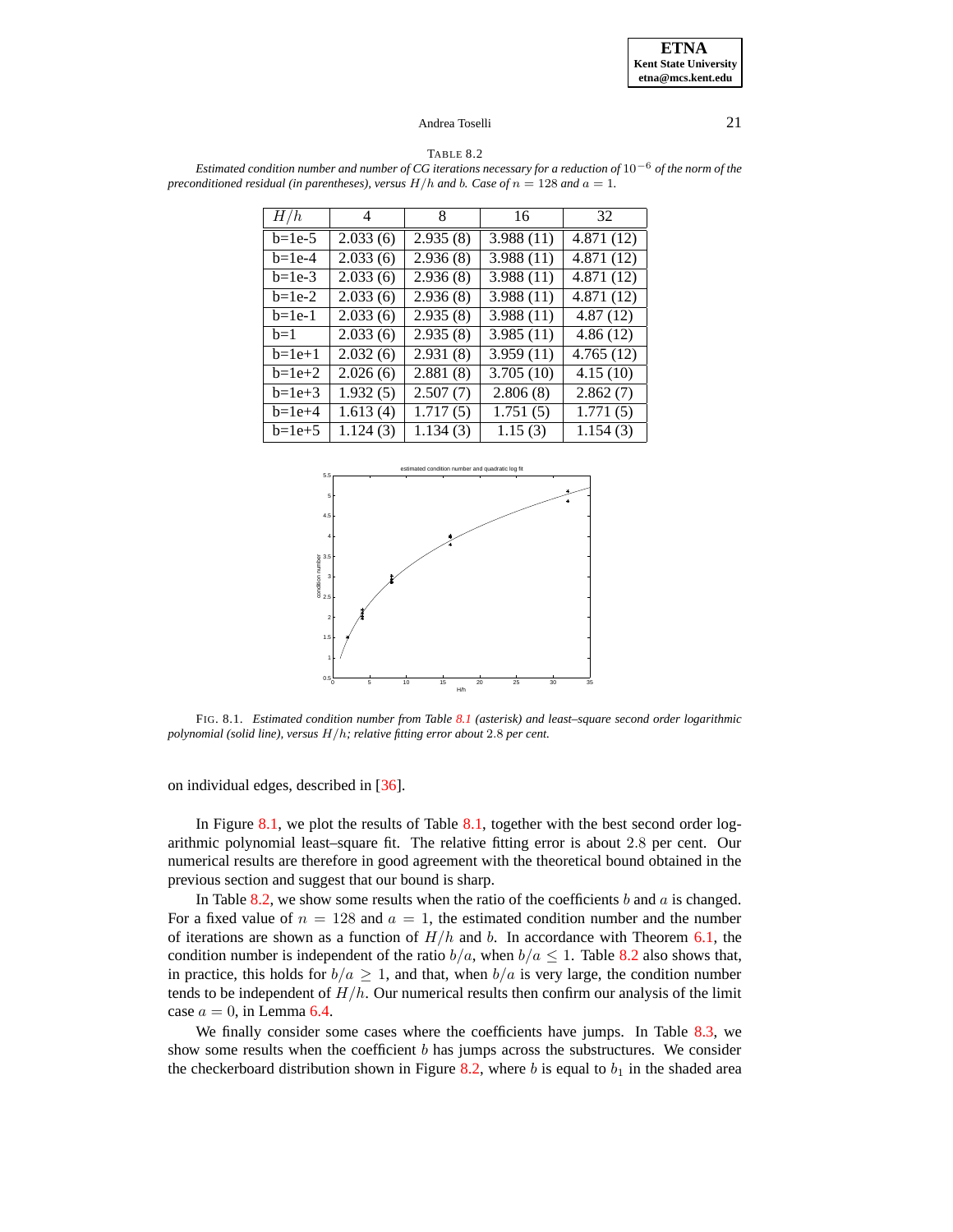TABLE 8.2

*Estimated condition number and number of CG iterations necessary for a reduction of $10^{-6}$ of the norm of the preconditioned residual (in parentheses), versus $H/h$ and $b$. Case of $n = 128$ and $a = 1$.*

| $H/h$ | 4 | 8 | 16 | 32 |
|---|---|---|---|---|
| b=1e-5 | 2.033 (6) | 2.935 (8) | 3.988 (11) | 4.871 (12) |
| b=1e-4 | 2.033 (6) | 2.936 (8) | 3.988 (11) | 4.871 (12) |
| b=1e-3 | 2.033 (6) | 2.936 (8) | 3.988 (11) | 4.871 (12) |
| b=1e-2 | 2.033 (6) | 2.936 (8) | 3.988 (11) | 4.871 (12) |
| b=1e-1 | 2.033 (6) | 2.935 (8) | 3.988 (11) | 4.87 (12) |
| b=1 | 2.033 (6) | 2.935 (8) | 3.985 (11) | 4.86 (12) |
| b=1e+1 | 2.032 (6) | 2.931 (8) | 3.959 (11) | 4.765 (12) |
| b=1e+2 | 2.026 (6) | 2.881 (8) | 3.705 (10) | 4.15 (10) |
| b=1e+3 | 1.932 (5) | 2.507 (7) | 2.806 (8) | 2.862 (7) |
| b=1e+4 | 1.613 (4) | 1.717 (5) | 1.751 (5) | 1.771 (5) |
| b=1e+5 | 1.124 (3) | 1.134 (3) | 1.15 (3) | 1.154 (3) |

FIG. 8.1. *Estimated condition number from Table 8.1 (asterisk) and least–square second order logarithmic polynomial (solid line), versus $H/h$; relative fitting error about 2.8 per cent.*

on individual edges, described in [36].

In Figure 8.1, we plot the results of Table 8.1, together with the best second order logarithmic polynomial least–square fit. The relative fitting error is about 2.8 per cent. Our numerical results are therefore in good agreement with the theoretical bound obtained in the previous section and suggest that our bound is sharp.

In Table 8.2, we show some results when the ratio of the coefficients $b$ and $a$ is changed. For a fixed value of $n = 128$ and $a = 1$, the estimated condition number and the number of iterations are shown as a function of $H/h$ and $b$. In accordance with Theorem 6.1, the condition number is independent of the ratio $b/a$, when $b/a \leq 1$. Table 8.2 also shows that, in practice, this holds for $b/a \geq 1$, and that, when $b/a$ is very large, the condition number tends to be independent of $H/h$. Our numerical results then confirm our analysis of the limit case $a = 0$, in Lemma 6.4.

We finally consider some cases where the coefficients have jumps. In Table 8.3, we show some results when the coefficient $b$ has jumps across the substructures. We consider the checkerboard distribution shown in Figure 8.2, where $b$ is equal to $b_1$ in the shaded area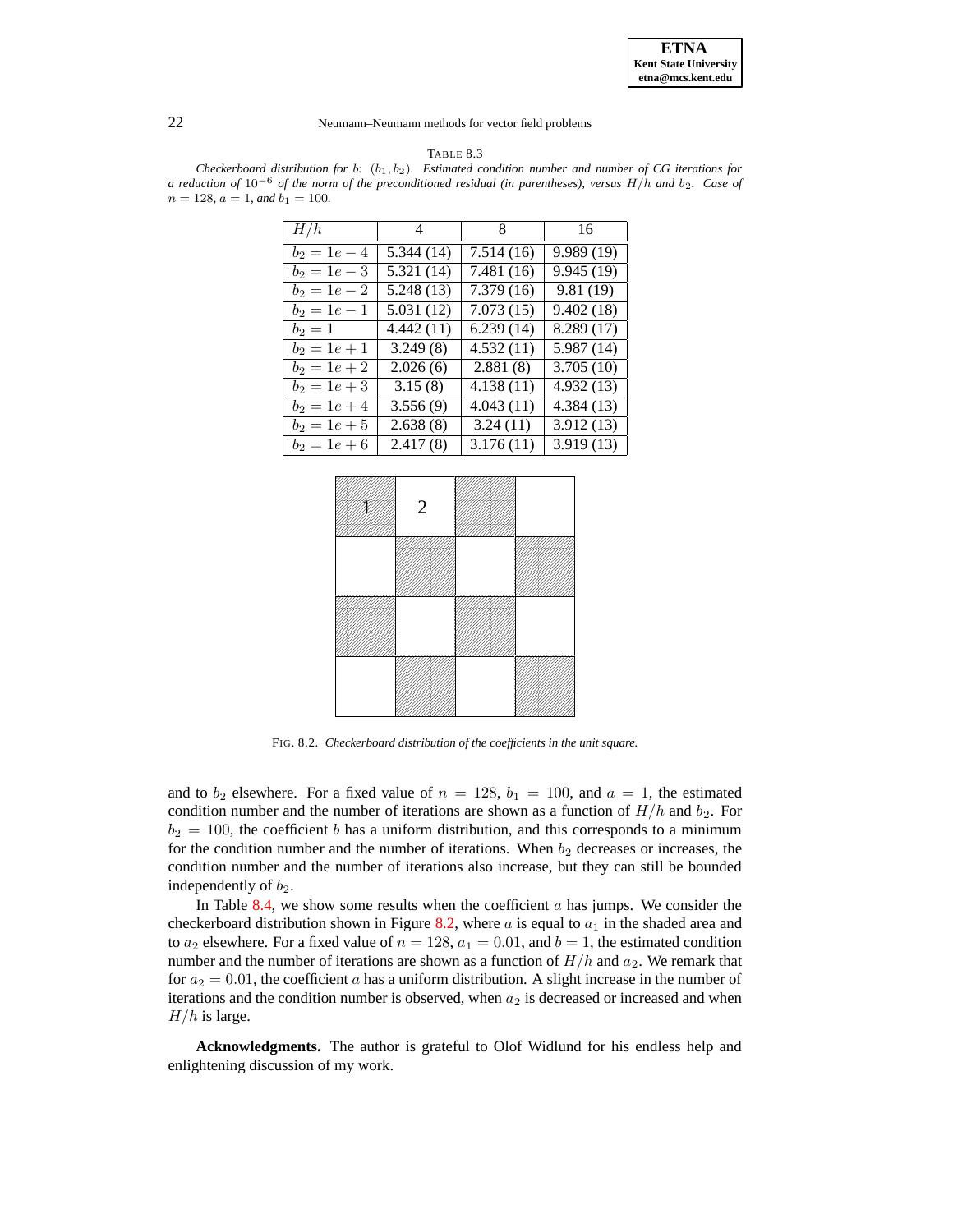TABLE 8.3

*Checkerboard distribution for b: $(b_1, b_2)$. Estimated condition number and number of CG iterations for a reduction of $10^{-6}$ of the norm of the preconditioned residual (in parentheses), versus $H/h$ and $b_2$. Case of $n = 128$, $a = 1$, and $b_1 = 100$.*

| $H/h$ | 4 | 8 | 16 |
|---|---|---|---|
| $b_2 = 1e-4$ | 5.344 (14) | 7.514 (16) | 9.989 (19) |
| $b_2 = 1e-3$ | 5.321 (14) | 7.481 (16) | 9.945 (19) |
| $b_2 = 1e-2$ | 5.248 (13) | 7.379 (16) | 9.81 (19) |
| $b_2 = 1e-1$ | 5.031 (12) | 7.073 (15) | 9.402 (18) |
| $b_2 = 1$ | 4.442 (11) | 6.239 (14) | 8.289 (17) |
| $b_2 = 1e+1$ | 3.249 (8) | 4.532 (11) | 5.987 (14) |
| $b_2 = 1e+2$ | 2.026 (6) | 2.881 (8) | 3.705 (10) |
| $b_2 = 1e+3$ | 3.15 (8) | 4.138 (11) | 4.932 (13) |
| $b_2 = 1e+4$ | 3.556 (9) | 4.043 (11) | 4.384 (13) |
| $b_2 = 1e+5$ | 2.638 (8) | 3.24 (11) | 3.912 (13) |
| $b_2 = 1e+6$ | 2.417 (8) | 3.176 (11) | 3.919 (13) |

FIG. 8.2. *Checkerboard distribution of the coefficients in the unit square.*

and to $b_2$ elsewhere. For a fixed value of $n = 128$, $b_1 = 100$, and $a = 1$, the estimated condition number and the number of iterations are shown as a function of $H/h$ and $b_2$. For $b_2 = 100$, the coefficient $b$ has a uniform distribution, and this corresponds to a minimum for the condition number and the number of iterations. When $b_2$ decreases or increases, the condition number and the number of iterations also increase, but they can still be bounded independently of $b_2$.

In Table 8.4, we show some results when the coefficient $a$ has jumps. We consider the checkerboard distribution shown in Figure 8.2, where $a$ is equal to $a_1$ in the shaded area and to $a_2$ elsewhere. For a fixed value of $n = 128$, $a_1 = 0.01$, and $b = 1$, the estimated condition number and the number of iterations are shown as a function of $H/h$ and $a_2$. We remark that for $a_2 = 0.01$, the coefficient $a$ has a uniform distribution. A slight increase in the number of iterations and the condition number is observed, when $a_2$ is decreased or increased and when $H/h$ is large.

**Acknowledgments.** The author is grateful to Olof Widlund for his endless help and enlightening discussion of my work.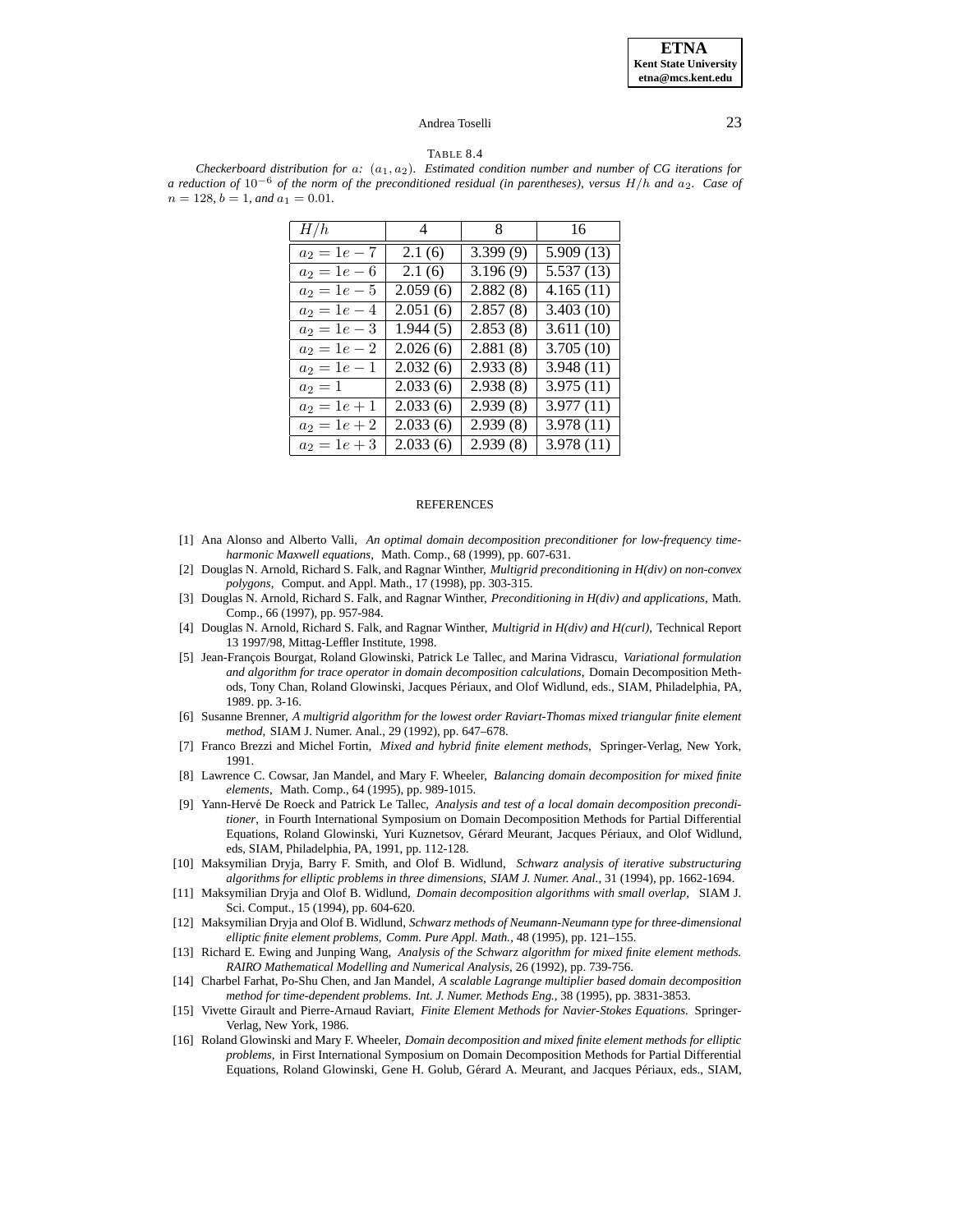TABLE 8.4

*Checkerboard distribution for* $a$*:* $(a_1, a_2)$*. Estimated condition number and number of CG iterations for a reduction of* $10^{-6}$ *of the norm of the preconditioned residual (in parentheses), versus* $H/h$ *and* $a_2$*. Case of* $n = 128$*,* $b = 1$*, and* $a_1 = 0.01$*.*

| $H/h$ | 4 | 8 | 16 |
|---|---|---|---|
| $a_2 = 1e-7$ | 2.1 (6) | 3.399 (9) | 5.909 (13) |
| $a_2 = 1e-6$ | 2.1 (6) | 3.196 (9) | 5.537 (13) |
| $a_2 = 1e-5$ | 2.059 (6) | 2.882 (8) | 4.165 (11) |
| $a_2 = 1e-4$ | 2.051 (6) | 2.857 (8) | 3.403 (10) |
| $a_2 = 1e-3$ | 1.944 (5) | 2.853 (8) | 3.611 (10) |
| $a_2 = 1e-2$ | 2.026 (6) | 2.881 (8) | 3.705 (10) |
| $a_2 = 1e-1$ | 2.032 (6) | 2.933 (8) | 3.948 (11) |
| $a_2 = 1$ | 2.033 (6) | 2.938 (8) | 3.975 (11) |
| $a_2 = 1e+1$ | 2.033 (6) | 2.939 (8) | 3.977 (11) |
| $a_2 = 1e+2$ | 2.033 (6) | 2.939 (8) | 3.978 (11) |
| $a_2 = 1e+3$ | 2.033 (6) | 2.939 (8) | 3.978 (11) |

## REFERENCES

[1] Ana Alonso and Alberto Valli, *An optimal domain decomposition preconditioner for low-frequency time-harmonic Maxwell equations*, Math. Comp., 68 (1999), pp. 607-631.

[2] Douglas N. Arnold, Richard S. Falk, and Ragnar Winther, *Multigrid preconditioning in H(div) on non-convex polygons*, Comput. and Appl. Math., 17 (1998), pp. 303-315.

[3] Douglas N. Arnold, Richard S. Falk, and Ragnar Winther, *Preconditioning in H(div) and applications*, Math. Comp., 66 (1997), pp. 957-984.

[4] Douglas N. Arnold, Richard S. Falk, and Ragnar Winther, *Multigrid in H(div) and H(curl)*, Technical Report 13 1997/98, Mittag-Leffler Institute, 1998.

[5] Jean-François Bourgat, Roland Glowinski, Patrick Le Tallec, and Marina Vidrascu, *Variational formulation and algorithm for trace operator in domain decomposition calculations*, Domain Decomposition Methods, Tony Chan, Roland Glowinski, Jacques Périaux, and Olof Widlund, eds., SIAM, Philadelphia, PA, 1989. pp. 3-16.

[6] Susanne Brenner, *A multigrid algorithm for the lowest order Raviart-Thomas mixed triangular finite element method*, SIAM J. Numer. Anal., 29 (1992), pp. 647–678.

[7] Franco Brezzi and Michel Fortin, *Mixed and hybrid finite element methods*, Springer-Verlag, New York, 1991.

[8] Lawrence C. Cowsar, Jan Mandel, and Mary F. Wheeler, *Balancing domain decomposition for mixed finite elements*, Math. Comp., 64 (1995), pp. 989-1015.

[9] Yann-Hervé De Roeck and Patrick Le Tallec, *Analysis and test of a local domain decomposition preconditioner*, in Fourth International Symposium on Domain Decomposition Methods for Partial Differential Equations, Roland Glowinski, Yuri Kuznetsov, Gérard Meurant, Jacques Périaux, and Olof Widlund, eds, SIAM, Philadelphia, PA, 1991, pp. 112-128.

[10] Maksymilian Dryja, Barry F. Smith, and Olof B. Widlund, *Schwarz analysis of iterative substructuring algorithms for elliptic problems in three dimensions*, *SIAM J. Numer. Anal.*, 31 (1994), pp. 1662-1694.

[11] Maksymilian Dryja and Olof B. Widlund, *Domain decomposition algorithms with small overlap*, SIAM J. Sci. Comput., 15 (1994), pp. 604-620.

[12] Maksymilian Dryja and Olof B. Widlund, *Schwarz methods of Neumann-Neumann type for three-dimensional elliptic finite element problems*, *Comm. Pure Appl. Math.*, 48 (1995), pp. 121–155.

[13] Richard E. Ewing and Junping Wang, *Analysis of the Schwarz algorithm for mixed finite element methods. RAIRO Mathematical Modelling and Numerical Analysis*, 26 (1992), pp. 739-756.

[14] Charbel Farhat, Po-Shu Chen, and Jan Mandel, *A scalable Lagrange multiplier based domain decomposition method for time-dependent problems. Int. J. Numer. Methods Eng.*, 38 (1995), pp. 3831-3853.

[15] Vivette Girault and Pierre-Arnaud Raviart, *Finite Element Methods for Navier-Stokes Equations.* Springer-Verlag, New York, 1986.

[16] Roland Glowinski and Mary F. Wheeler, *Domain decomposition and mixed finite element methods for elliptic problems*, in First International Symposium on Domain Decomposition Methods for Partial Differential Equations, Roland Glowinski, Gene H. Golub, Gérard A. Meurant, and Jacques Périaux, eds., SIAM,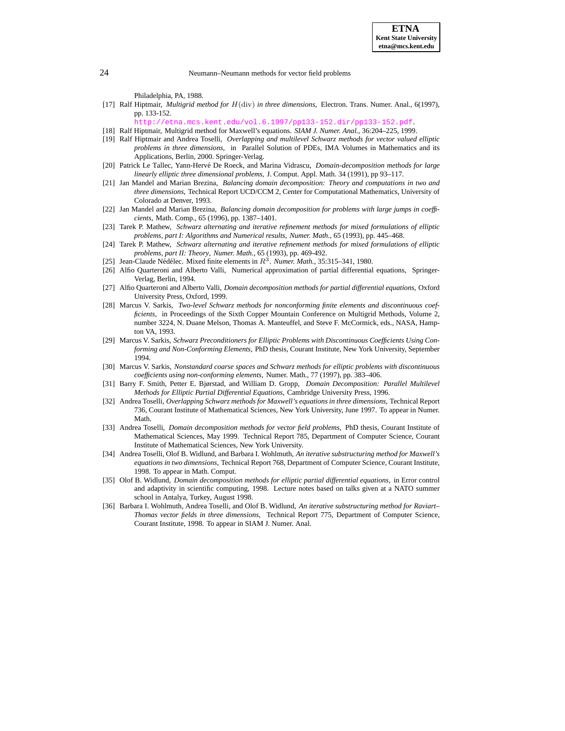Philadelphia, PA, 1988.

[17] Ralf Hiptmair, *Multigrid method for $H(\mathrm{div})$ in three dimensions*, Electron. Trans. Numer. Anal., 6(1997), pp. 133-152.
http://etna.mcs.kent.edu/vol.6.1997/pp133-152.dir/pp133-152.pdf.

[18] Ralf Hiptmair, Multigrid method for Maxwell's equations. *SIAM J. Numer. Anal.*, 36:204–225, 1999.

[19] Ralf Hiptmair and Andrea Toselli, *Overlapping and multilevel Schwarz methods for vector valued elliptic problems in three dimensions*, in Parallel Solution of PDEs, IMA Volumes in Mathematics and its Applications, Berlin, 2000. Springer-Verlag.

[20] Patrick Le Tallec, Yann-Hervé De Roeck, and Marina Vidrascu, *Domain-decomposition methods for large linearly elliptic three dimensional problems*, J. Comput. Appl. Math. 34 (1991), pp 93–117.

[21] Jan Mandel and Marian Brezina, *Balancing domain decomposition: Theory and computations in two and three dimensions*, Technical Report UCD/CCM 2, Center for Computational Mathematics, University of Colorado at Denver, 1993.

[22] Jan Mandel and Marian Brezina, *Balancing domain decomposition for problems with large jumps in coefficients*, Math. Comp., 65 (1996), pp. 1387–1401.

[23] Tarek P. Mathew, *Schwarz alternating and iterative refinement methods for mixed formulations of elliptic problems, part I: Algorithms and Numerical results*, *Numer. Math.*, 65 (1993), pp. 445–468.

[24] Tarek P. Mathew, *Schwarz alternating and iterative refinement methods for mixed formulations of elliptic problems, part II: Theory*, *Numer. Math.*, 65 (1993), pp. 469-492.

[25] Jean-Claude Nédélec. Mixed finite elements in $R^3$. *Numer. Math.*, 35:315–341, 1980.

[26] Alfio Quarteroni and Alberto Valli, Numerical approximation of partial differential equations, Springer-Verlag, Berlin, 1994.

[27] Alfio Quarteroni and Alberto Valli, *Domain decomposition methods for partial differential equations*, Oxford University Press, Oxford, 1999.

[28] Marcus V. Sarkis, *Two-level Schwarz methods for nonconforming finite elements and discontinuous coefficients*, in Proceedings of the Sixth Copper Mountain Conference on Multigrid Methods, Volume 2, number 3224, N. Duane Melson, Thomas A. Manteuffel, and Steve F. McCormick, eds., NASA, Hampton VA, 1993.

[29] Marcus V. Sarkis, *Schwarz Preconditioners for Elliptic Problems with Discontinuous Coefficients Using Conforming and Non-Conforming Elements*, PhD thesis, Courant Institute, New York University, September 1994.

[30] Marcus V. Sarkis, *Nonstandard coarse spaces and Schwarz methods for elliptic problems with discontinuous coefficients using non-conforming elements*, Numer. Math., 77 (1997), pp. 383–406.

[31] Barry F. Smith, Petter E. Bjørstad, and William D. Gropp, *Domain Decomposition: Parallel Multilevel Methods for Elliptic Partial Differential Equations*, Cambridge University Press, 1996.

[32] Andrea Toselli, *Overlapping Schwarz methods for Maxwell's equations in three dimensions*, Technical Report 736, Courant Institute of Mathematical Sciences, New York University, June 1997. To appear in Numer. Math.

[33] Andrea Toselli, *Domain decomposition methods for vector field problems*, PhD thesis, Courant Institute of Mathematical Sciences, May 1999. Technical Report 785, Department of Computer Science, Courant Institute of Mathematical Sciences, New York University.

[34] Andrea Toselli, Olof B. Widlund, and Barbara I. Wohlmuth, *An iterative substructuring method for Maxwell's equations in two dimensions*, Technical Report 768, Department of Computer Science, Courant Institute, 1998. To appear in Math. Comput.

[35] Olof B. Widlund, *Domain decomposition methods for elliptic partial differential equations*, in Error control and adaptivity in scientific computing, 1998. Lecture notes based on talks given at a NATO summer school in Antalya, Turkey, August 1998.

[36] Barbara I. Wohlmuth, Andrea Toselli, and Olof B. Widlund, *An iterative substructuring method for Raviart–Thomas vector fields in three dimensions*, Technical Report 775, Department of Computer Science, Courant Institute, 1998. To appear in SIAM J. Numer. Anal.